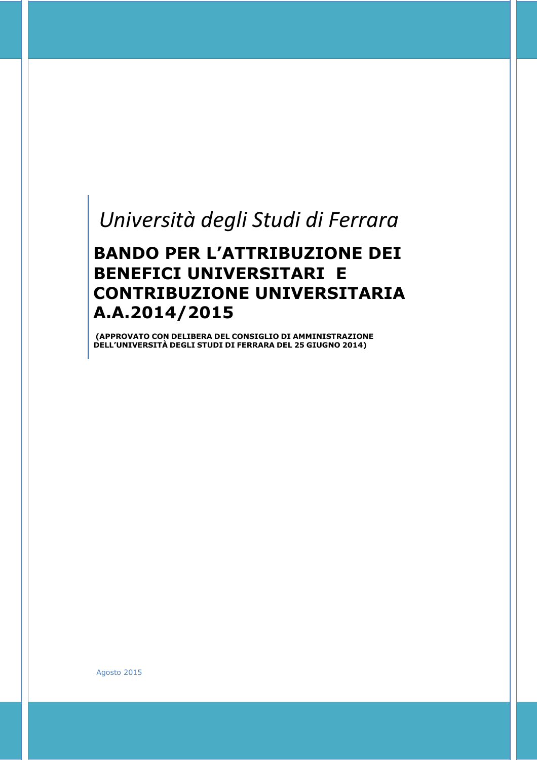*Università degli Studi di Ferrara*

# BANDO PER L'ATTRIBUZIONE DEI BENEFICI UNIVERSITARI E CONTRIBUZIONE UNIVERSITARIA A.A.2014/2015

**(APPROVATO CON DELIBERA DEL CONSIGLIO DI AMMINISTRAZIONE DELL'UNIVERSITÀ DEGLI STUDI DI FERRARA DEL 25 GIUGNO 2014)**

Agosto 2015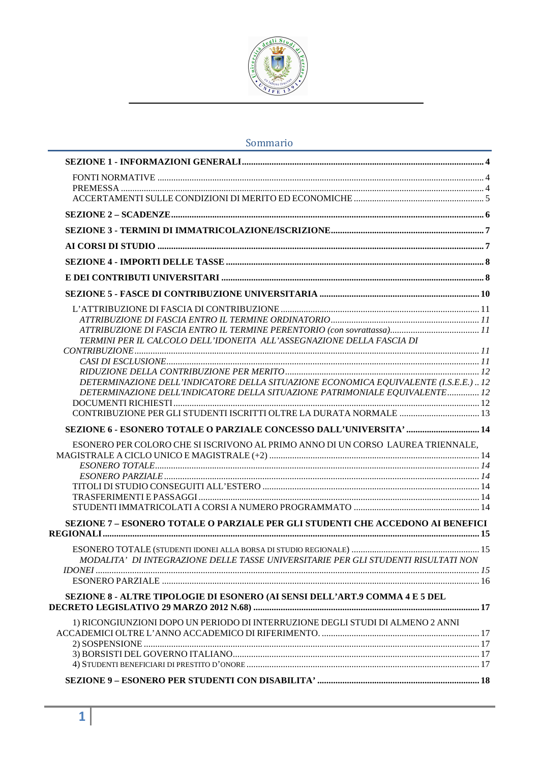## Sommario

**SEZIONE 1 - INFORMAZIONI GENERALI** ........ 4

FONTI NORMATIVE ........ 4
PREMESSA ........ 4
ACCERTAMENTI SULLE CONDIZIONI DI MERITO ED ECONOMICHE ........ 5

**SEZIONE 2 – SCADENZE** ........ 6

**SEZIONE 3 - TERMINI DI IMMATRICOLAZIONE/ISCRIZIONE** ........ 7

**AI CORSI DI STUDIO** ........ 7

**SEZIONE 4 - IMPORTI DELLE TASSE** ........ 8

**E DEI CONTRIBUTI UNIVERSITARI** ........ 8

**SEZIONE 5 - FASCE DI CONTRIBUZIONE UNIVERSITARIA** ........ 10

L'ATTRIBUZIONE DI FASCIA DI CONTRIBUZIONE ........ 11
*ATTRIBUZIONE DI FASCIA ENTRO IL TERMINE ORDINATORIO* ........ 11
*ATTRIBUZIONE DI FASCIA ENTRO IL TERMINE PERENTORIO (con sovrattassa)* ........ 11
*TERMINI PER IL CALCOLO DELL'IDONEITA ALL'ASSEGNAZIONE DELLA FASCIA DI CONTRIBUZIONE* ........ 11
*CASI DI ESCLUSIONE* ........ 11
*RIDUZIONE DELLA CONTRIBUZIONE PER MERITO* ........ 12
*DETERMINAZIONE DELL'INDICATORE DELLA SITUAZIONE ECONOMICA EQUIVALENTE (I.S.E.E.)* .. 12
*DETERMINAZIONE DELL'INDICATORE DELLA SITUAZIONE PATRIMONIALE EQUIVALENTE* ........ 12
DOCUMENTI RICHIESTI ........ 12
CONTRIBUZIONE PER GLI STUDENTI ISCRITTI OLTRE LA DURATA NORMALE ........ 13

**SEZIONE 6 - ESONERO TOTALE O PARZIALE CONCESSO DALL'UNIVERSITA'** ........ 14

ESONERO PER COLORO CHE SI ISCRIVONO AL PRIMO ANNO DI UN CORSO LAUREA TRIENNALE, MAGISTRALE A CICLO UNICO E MAGISTRALE (+2) ........ 14
*ESONERO TOTALE* ........ 14
*ESONERO PARZIALE* ........ 14
TITOLI DI STUDIO CONSEGUITI ALL'ESTERO ........ 14
TRASFERIMENTI E PASSAGGI ........ 14
STUDENTI IMMATRICOLATI A CORSI A NUMERO PROGRAMMATO ........ 14

**SEZIONE 7 – ESONERO TOTALE O PARZIALE PER GLI STUDENTI CHE ACCEDONO AI BENEFICI REGIONALI** ........ 15

ESONERO TOTALE (STUDENTI IDONEI ALLA BORSA DI STUDIO REGIONALE) ........ 15
*MODALITA' DI INTEGRAZIONE DELLE TASSE UNIVERSITARIE PER GLI STUDENTI RISULTATI NON IDONEI* ........ 15
ESONERO PARZIALE ........ 16

**SEZIONE 8 - ALTRE TIPOLOGIE DI ESONERO (AI SENSI DELL'ART.9 COMMA 4 E 5 DEL DECRETO LEGISLATIVO 29 MARZO 2012 N.68)** ........ 17

1) RICONGIUNZIONI DOPO UN PERIODO DI INTERRUZIONE DEGLI STUDI DI ALMENO 2 ANNI ACCADEMICI OLTRE L'ANNO ACCADEMICO DI RIFERIMENTO. ........ 17
2) SOSPENSIONE ........ 17
3) BORSISTI DEL GOVERNO ITALIANO ........ 17
4) STUDENTI BENEFICIARI DI PRESTITO D'ONORE ........ 17

**SEZIONE 9 – ESONERO PER STUDENTI CON DISABILITA'** ........ 18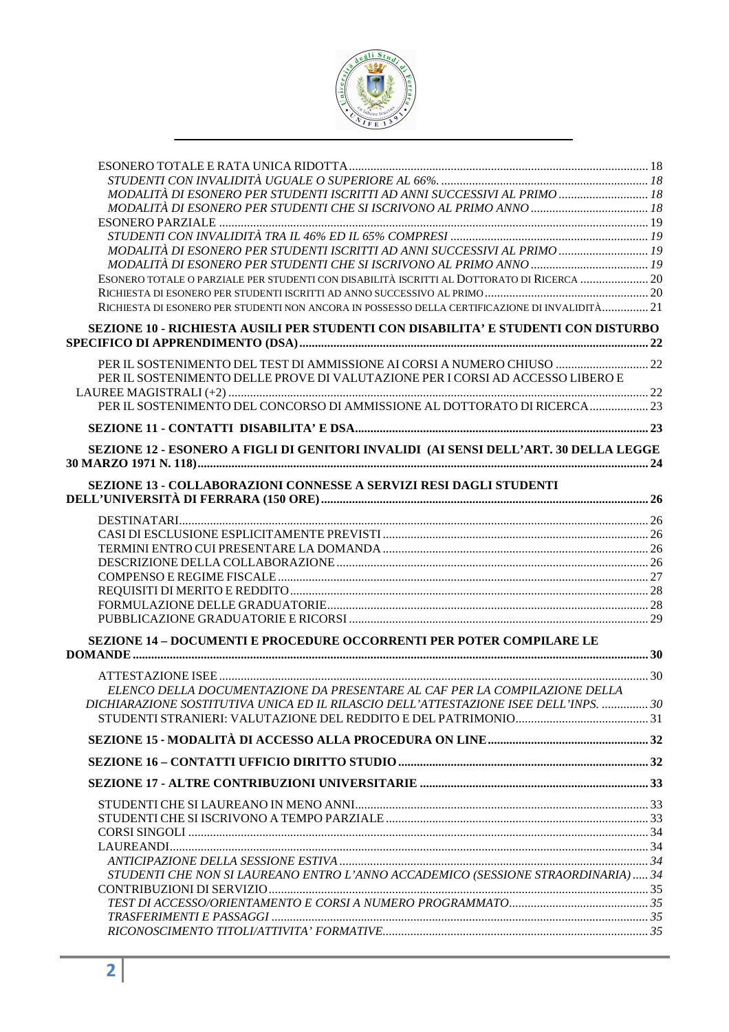ESONERO TOTALE E RATA UNICA RIDOTTA ........ 18

*STUDENTI CON INVALIDITÀ UGUALE O SUPERIORE AL 66%.* ........ 18

*MODALITÀ DI ESONERO PER STUDENTI ISCRITTI AD ANNI SUCCESSIVI AL PRIMO* ........ 18

*MODALITÀ DI ESONERO PER STUDENTI CHE SI ISCRIVONO AL PRIMO ANNO* ........ 18

ESONERO PARZIALE ........ 19

*STUDENTI CON INVALIDITÀ TRA IL 46% ED IL 65% COMPRESI* ........ 19

*MODALITÀ DI ESONERO PER STUDENTI ISCRITTI AD ANNI SUCCESSIVI AL PRIMO* ........ 19

*MODALITÀ DI ESONERO PER STUDENTI CHE SI ISCRIVONO AL PRIMO ANNO* ........ 19

ESONERO TOTALE O PARZIALE PER STUDENTI CON DISABILITÀ ISCRITTI AL DOTTORATO DI RICERCA ........ 20

RICHIESTA DI ESONERO PER STUDENTI ISCRITTI AD ANNO SUCCESSIVO AL PRIMO ........ 20

RICHIESTA DI ESONERO PER STUDENTI NON ANCORA IN POSSESSO DELLA CERTIFICAZIONE DI INVALIDITÀ ........ 21

**SEZIONE 10 - RICHIESTA AUSILI PER STUDENTI CON DISABILITA' E STUDENTI CON DISTURBO SPECIFICO DI APPRENDIMENTO (DSA)** ........ **22**

PER IL SOSTENIMENTO DEL TEST DI AMMISSIONE AI CORSI A NUMERO CHIUSO ........ 22

PER IL SOSTENIMENTO DELLE PROVE DI VALUTAZIONE PER I CORSI AD ACCESSO LIBERO E LAUREE MAGISTRALI (+2) ........ 22

PER IL SOSTENIMENTO DEL CONCORSO DI AMMISSIONE AL DOTTORATO DI RICERCA ........ 23

**SEZIONE 11 - CONTATTI DISABILITA' E DSA** ........ **23**

**SEZIONE 12 - ESONERO A FIGLI DI GENITORI INVALIDI (AI SENSI DELL'ART. 30 DELLA LEGGE 30 MARZO 1971 N. 118)** ........ **24**

**SEZIONE 13 - COLLABORAZIONI CONNESSE A SERVIZI RESI DAGLI STUDENTI DELL'UNIVERSITÀ DI FERRARA (150 ORE)** ........ **26**

DESTINATARI ........ 26

CASI DI ESCLUSIONE ESPLICITAMENTE PREVISTI ........ 26

TERMINI ENTRO CUI PRESENTARE LA DOMANDA ........ 26

DESCRIZIONE DELLA COLLABORAZIONE ........ 26

COMPENSO E REGIME FISCALE ........ 27

REQUISITI DI MERITO E REDDITO ........ 28

FORMULAZIONE DELLE GRADUATORIE ........ 28

PUBBLICAZIONE GRADUATORIE E RICORSI ........ 29

**SEZIONE 14 – DOCUMENTI E PROCEDURE OCCORRENTI PER POTER COMPILARE LE DOMANDE** ........ **30**

ATTESTAZIONE ISEE ........ 30

*ELENCO DELLA DOCUMENTAZIONE DA PRESENTARE AL CAF PER LA COMPILAZIONE DELLA DICHIARAZIONE SOSTITUTIVA UNICA ED IL RILASCIO DELL'ATTESTAZIONE ISEE DELL'INPS.* ........ 30

STUDENTI STRANIERI: VALUTAZIONE DEL REDDITO E DEL PATRIMONIO ........ 31

**SEZIONE 15 - MODALITÀ DI ACCESSO ALLA PROCEDURA ON LINE** ........ **32**

**SEZIONE 16 – CONTATTI UFFICIO DIRITTO STUDIO** ........ **32**

**SEZIONE 17 - ALTRE CONTRIBUZIONI UNIVERSITARIE** ........ **33**

STUDENTI CHE SI LAUREANO IN MENO ANNI ........ 33

STUDENTI CHE SI ISCRIVONO A TEMPO PARZIALE ........ 33

CORSI SINGOLI ........ 34

LAUREANDI ........ 34

*ANTICIPAZIONE DELLA SESSIONE ESTIVA* ........ 34

*STUDENTI CHE NON SI LAUREANO ENTRO L'ANNO ACCADEMICO (SESSIONE STRAORDINARIA)* ........ 34

CONTRIBUZIONI DI SERVIZIO ........ 35

*TEST DI ACCESSO/ORIENTAMENTO E CORSI A NUMERO PROGRAMMATO* ........ 35

*TRASFERIMENTI E PASSAGGI* ........ 35

*RICONOSCIMENTO TITOLI/ATTIVITA' FORMATIVE* ........ 35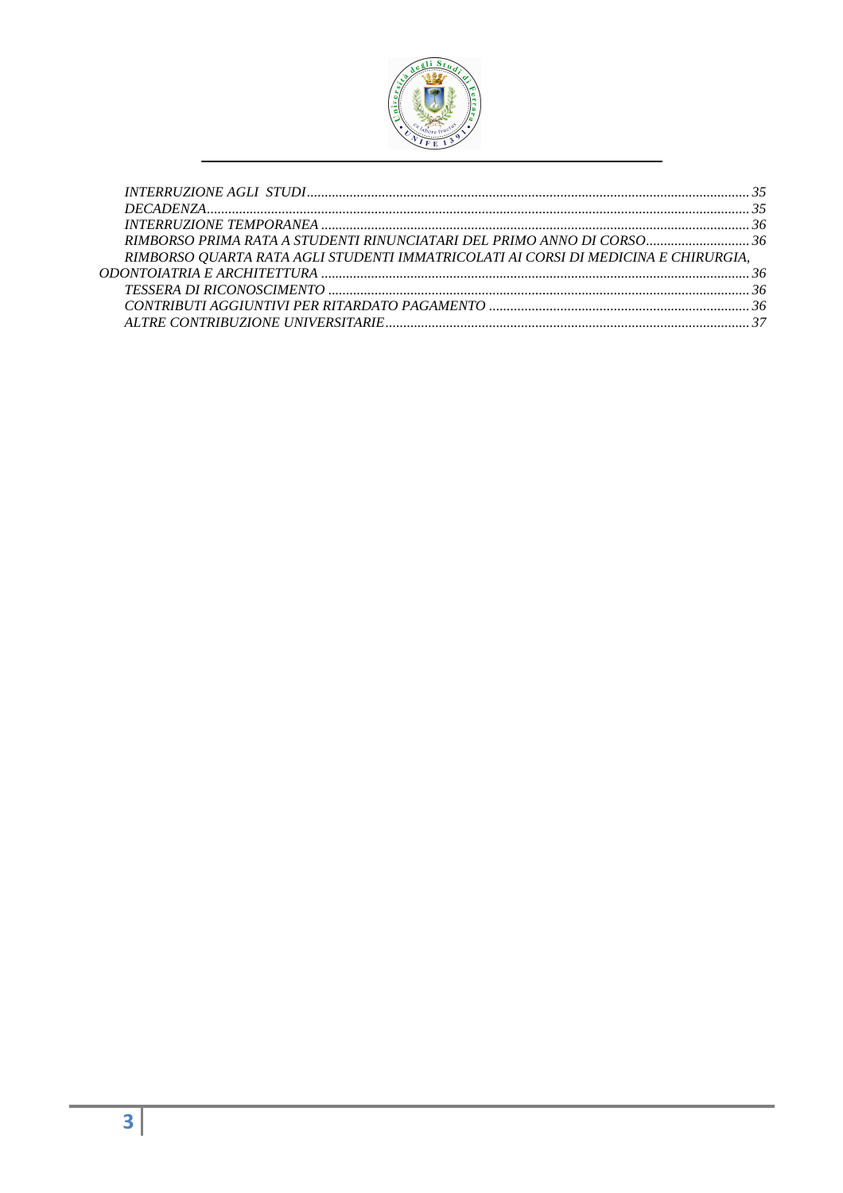*INTERRUZIONE AGLI STUDI* ........................................................................ 35
*DECADENZA* ........................................................................ 35
*INTERRUZIONE TEMPORANEA* ........................................................................ 36
*RIMBORSO PRIMA RATA A STUDENTI RINUNCIATARI DEL PRIMO ANNO DI CORSO* ........................................................................ 36
*RIMBORSO QUARTA RATA AGLI STUDENTI IMMATRICOLATI AI CORSI DI MEDICINA E CHIRURGIA, ODONTOIATRIA E ARCHITETTURA* ........................................................................ 36
*TESSERA DI RICONOSCIMENTO* ........................................................................ 36
*CONTRIBUTI AGGIUNTIVI PER RITARDATO PAGAMENTO* ........................................................................ 36
*ALTRE CONTRIBUZIONE UNIVERSITARIE* ........................................................................ 37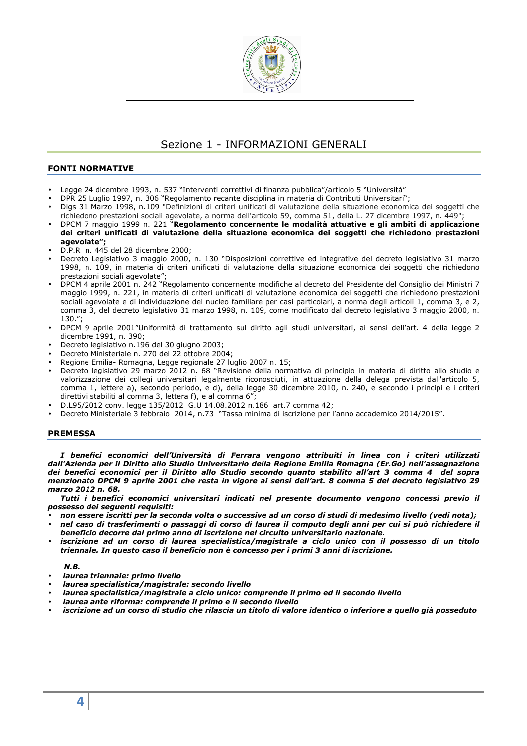# Sezione 1 - INFORMAZIONI GENERALI

## FONTI NORMATIVE

- Legge 24 dicembre 1993, n. 537 "Interventi correttivi di finanza pubblica"/articolo 5 "Università"
- DPR 25 Luglio 1997, n. 306 "Regolamento recante disciplina in materia di Contributi Universitari";
- Dlgs 31 Marzo 1998, n.109 "Definizioni di criteri unificati di valutazione della situazione economica dei soggetti che richiedono prestazioni sociali agevolate, a norma dell'articolo 59, comma 51, della L. 27 dicembre 1997, n. 449";
- DPCM 7 maggio 1999 n. 221 "**Regolamento concernente le modalità attuative e gli ambiti di applicazione dei criteri unificati di valutazione della situazione economica dei soggetti che richiedono prestazioni agevolate";**
- D.P.R n. 445 del 28 dicembre 2000;
- Decreto Legislativo 3 maggio 2000, n. 130 "Disposizioni correttive ed integrative del decreto legislativo 31 marzo 1998, n. 109, in materia di criteri unificati di valutazione della situazione economica dei soggetti che richiedono prestazioni sociali agevolate";
- DPCM 4 aprile 2001 n. 242 "Regolamento concernente modifiche al decreto del Presidente del Consiglio dei Ministri 7 maggio 1999, n. 221, in materia di criteri unificati di valutazione economica dei soggetti che richiedono prestazioni sociali agevolate e di individuazione del nucleo familiare per casi particolari, a norma degli articoli 1, comma 3, e 2, comma 3, del decreto legislativo 31 marzo 1998, n. 109, come modificato dal decreto legislativo 3 maggio 2000, n. 130.";
- DPCM 9 aprile 2001"Uniformità di trattamento sul diritto agli studi universitari, ai sensi dell'art. 4 della legge 2 dicembre 1991, n. 390;
- Decreto legislativo n.196 del 30 giugno 2003;
- Decreto Ministeriale n. 270 del 22 ottobre 2004;
- Regione Emilia- Romagna, Legge regionale 27 luglio 2007 n. 15;
- Decreto legislativo 29 marzo 2012 n. 68 "Revisione della normativa di principio in materia di diritto allo studio e valorizzazione dei collegi universitari legalmente riconosciuti, in attuazione della delega prevista dall'articolo 5, comma 1, lettere a), secondo periodo, e d), della legge 30 dicembre 2010, n. 240, e secondo i principi e i criteri direttivi stabiliti al comma 3, lettera f), e al comma 6";
- D.L95/2012 conv. legge 135/2012 G.U 14.08.2012 n.186 art.7 comma 42;
- Decreto Ministeriale 3 febbraio 2014, n.73 "Tassa minima di iscrizione per l'anno accademico 2014/2015".

## PREMESSA

***I benefici economici dell'Università di Ferrara vengono attribuiti in linea con i criteri utilizzati dall'Azienda per il Diritto allo Studio Universitario della Regione Emilia Romagna (Er.Go) nell'assegnazione dei benefici economici per il Diritto allo Studio secondo quanto stabilito all'art 3 comma 4 del sopra menzionato DPCM 9 aprile 2001 che resta in vigore ai sensi dell'art. 8 comma 5 del decreto legislativo 29 marzo 2012 n. 68.***

***Tutti i benefici economici universitari indicati nel presente documento vengono concessi previo il possesso dei seguenti requisiti:***

- ***non essere iscritti per la seconda volta o successive ad un corso di studi di medesimo livello (vedi nota);***
- ***nel caso di trasferimenti o passaggi di corso di laurea il computo degli anni per cui si può richiedere il beneficio decorre dal primo anno di iscrizione nel circuito universitario nazionale.***
- ***iscrizione ad un corso di laurea specialistica/magistrale a ciclo unico con il possesso di un titolo triennale. In questo caso il beneficio non è concesso per i primi 3 anni di iscrizione.***

***N.B.***

- ***laurea triennale: primo livello***
- ***laurea specialistica/magistrale: secondo livello***
- ***laurea specialistica/magistrale a ciclo unico: comprende il primo ed il secondo livello***
- ***laurea ante riforma: comprende il primo e il secondo livello***
- ***iscrizione ad un corso di studio che rilascia un titolo di valore identico o inferiore a quello già posseduto***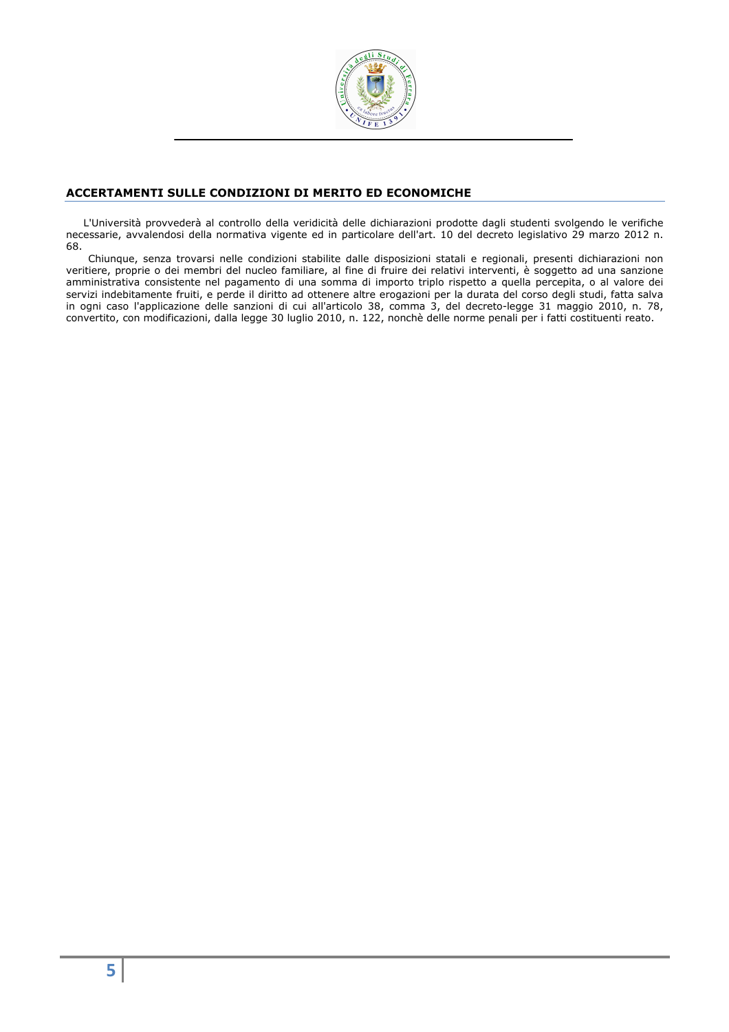## ACCERTAMENTI SULLE CONDIZIONI DI MERITO ED ECONOMICHE

L'Università provvederà al controllo della veridicità delle dichiarazioni prodotte dagli studenti svolgendo le verifiche necessarie, avvalendosi della normativa vigente ed in particolare dell'art. 10 del decreto legislativo 29 marzo 2012 n. 68.

Chiunque, senza trovarsi nelle condizioni stabilite dalle disposizioni statali e regionali, presenti dichiarazioni non veritiere, proprie o dei membri del nucleo familiare, al fine di fruire dei relativi interventi, è soggetto ad una sanzione amministrativa consistente nel pagamento di una somma di importo triplo rispetto a quella percepita, o al valore dei servizi indebitamente fruiti, e perde il diritto ad ottenere altre erogazioni per la durata del corso degli studi, fatta salva in ogni caso l'applicazione delle sanzioni di cui all'articolo 38, comma 3, del decreto-legge 31 maggio 2010, n. 78, convertito, con modificazioni, dalla legge 30 luglio 2010, n. 122, nonchè delle norme penali per i fatti costituenti reato.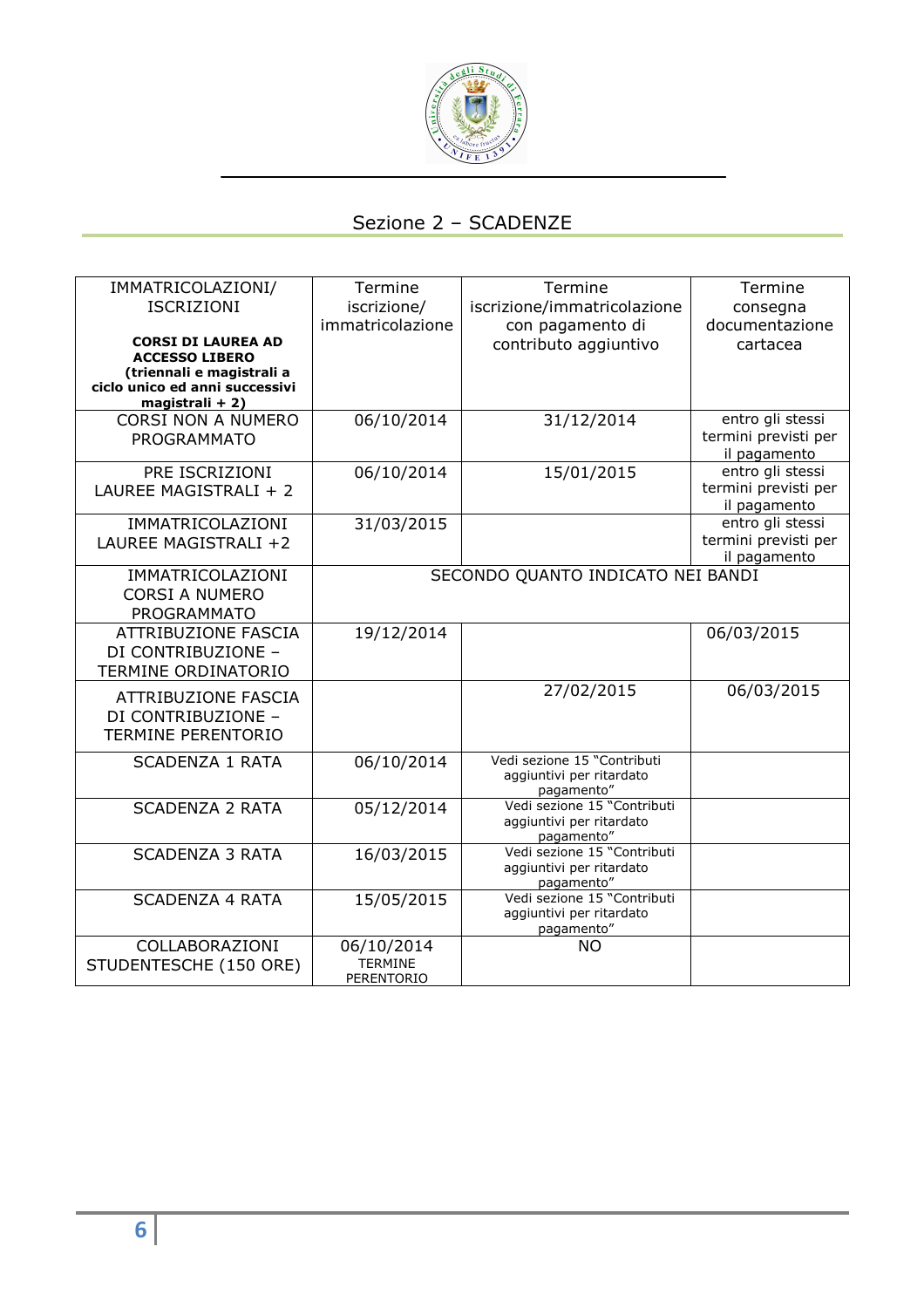## Sezione 2 – SCADENZE

| IMMATRICOLAZIONI/ ISCRIZIONI **CORSI DI LAUREA AD ACCESSO LIBERO (triennali e magistrali a ciclo unico ed anni successivi magistrali + 2)** | Termine iscrizione/ immatricolazione | Termine iscrizione/immatricolazione con pagamento di contributo aggiuntivo | Termine consegna documentazione cartacea |
|---|---|---|---|
| CORSI NON A NUMERO PROGRAMMATO | 06/10/2014 | 31/12/2014 | entro gli stessi termini previsti per il pagamento |
| PRE ISCRIZIONI LAUREE MAGISTRALI + 2 | 06/10/2014 | 15/01/2015 | entro gli stessi termini previsti per il pagamento |
| IMMATRICOLAZIONI LAUREE MAGISTRALI +2 | 31/03/2015 | | entro gli stessi termini previsti per il pagamento |
| IMMATRICOLAZIONI CORSI A NUMERO PROGRAMMATO | SECONDO QUANTO INDICATO NEI BANDI | | |
| ATTRIBUZIONE FASCIA DI CONTRIBUZIONE – TERMINE ORDINATORIO | 19/12/2014 | | 06/03/2015 |
| ATTRIBUZIONE FASCIA DI CONTRIBUZIONE – TERMINE PERENTORIO | | 27/02/2015 | 06/03/2015 |
| SCADENZA 1 RATA | 06/10/2014 | Vedi sezione 15 "Contributi aggiuntivi per ritardato pagamento" | |
| SCADENZA 2 RATA | 05/12/2014 | Vedi sezione 15 "Contributi aggiuntivi per ritardato pagamento" | |
| SCADENZA 3 RATA | 16/03/2015 | Vedi sezione 15 "Contributi aggiuntivi per ritardato pagamento" | |
| SCADENZA 4 RATA | 15/05/2015 | Vedi sezione 15 "Contributi aggiuntivi per ritardato pagamento" | |
| COLLABORAZIONI STUDENTESCHE (150 ORE) | 06/10/2014 TERMINE PERENTORIO | NO | |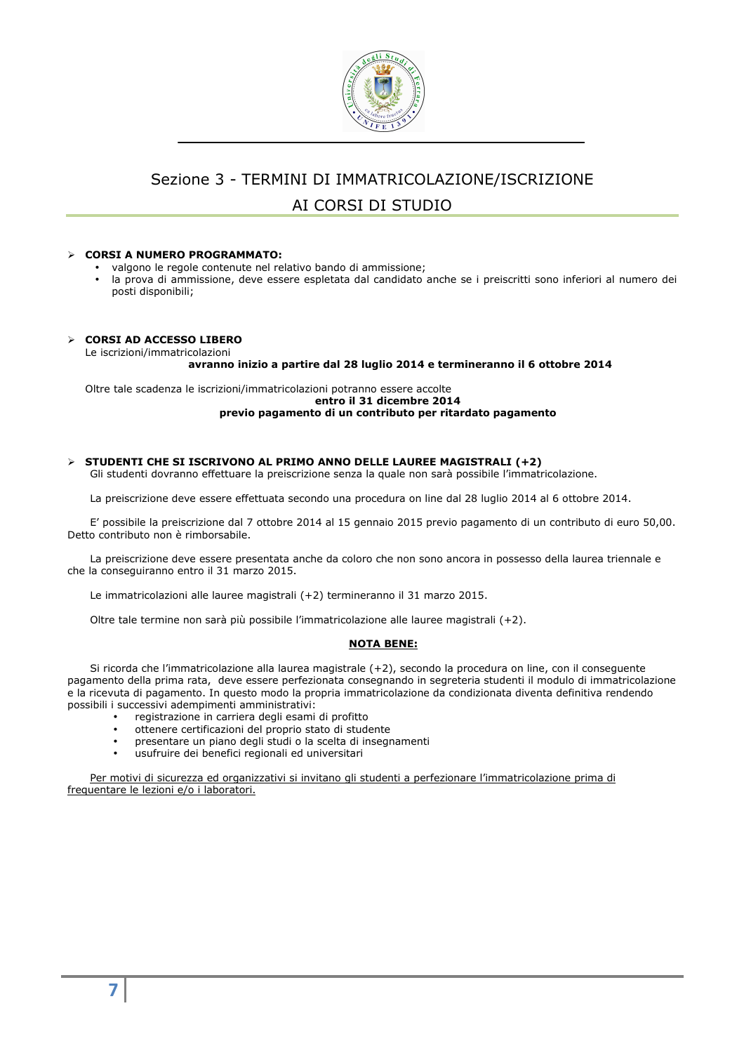## Sezione 3 - TERMINI DI IMMATRICOLAZIONE/ISCRIZIONE AI CORSI DI STUDIO

- **CORSI A NUMERO PROGRAMMATO:**
  - valgono le regole contenute nel relativo bando di ammissione;
  - la prova di ammissione, deve essere espletata dal candidato anche se i preiscritti sono inferiori al numero dei posti disponibili;

- **CORSI AD ACCESSO LIBERO**

  Le iscrizioni/immatricolazioni

  **avranno inizio a partire dal 28 luglio 2014 e termineranno il 6 ottobre 2014**

  Oltre tale scadenza le iscrizioni/immatricolazioni potranno essere accolte

  **entro il 31 dicembre 2014**
  **previo pagamento di un contributo per ritardato pagamento**

- **STUDENTI CHE SI ISCRIVONO AL PRIMO ANNO DELLE LAUREE MAGISTRALI (+2)**

  Gli studenti dovranno effettuare la preiscrizione senza la quale non sarà possibile l'immatricolazione.

La preiscrizione deve essere effettuata secondo una procedura on line dal 28 luglio 2014 al 6 ottobre 2014.

E' possibile la preiscrizione dal 7 ottobre 2014 al 15 gennaio 2015 previo pagamento di un contributo di euro 50,00. Detto contributo non è rimborsabile.

La preiscrizione deve essere presentata anche da coloro che non sono ancora in possesso della laurea triennale e che la conseguiranno entro il 31 marzo 2015.

Le immatricolazioni alle lauree magistrali (+2) termineranno il 31 marzo 2015.

Oltre tale termine non sarà più possibile l'immatricolazione alle lauree magistrali (+2).

**NOTA BENE:**

Si ricorda che l'immatricolazione alla laurea magistrale (+2), secondo la procedura on line, con il conseguente pagamento della prima rata, deve essere perfezionata consegnando in segreteria studenti il modulo di immatricolazione e la ricevuta di pagamento. In questo modo la propria immatricolazione da condizionata diventa definitiva rendendo possibili i successivi adempimenti amministrativi:

- registrazione in carriera degli esami di profitto
- ottenere certificazioni del proprio stato di studente
- presentare un piano degli studi o la scelta di insegnamenti
- usufruire dei benefici regionali ed universitari

Per motivi di sicurezza ed organizzativi si invitano gli studenti a perfezionare l'immatricolazione prima di frequentare le lezioni e/o i laboratori.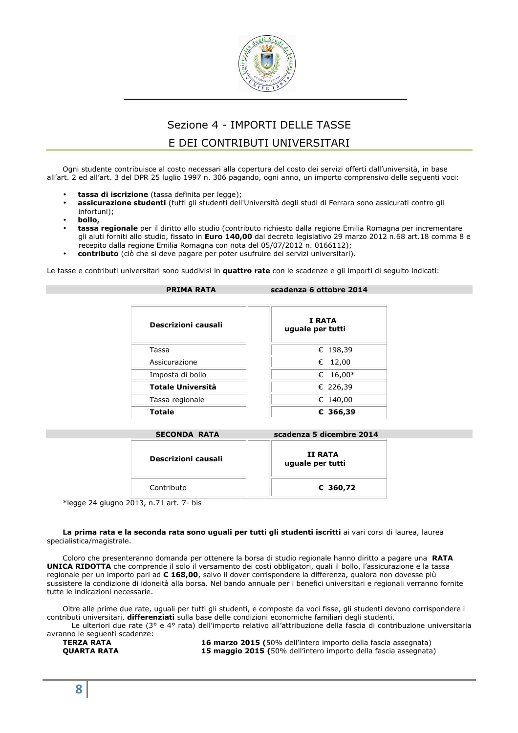## Sezione 4 - IMPORTI DELLE TASSE E DEI CONTRIBUTI UNIVERSITARI

Ogni studente contribuisce al costo necessari alla copertura del costo dei servizi offerti dall'università, in base all'art. 2 ed all'art. 3 del DPR 25 luglio 1997 n. 306 pagando, ogni anno, un importo comprensivo delle seguenti voci:

- **tassa di iscrizione** (tassa definita per legge);
- **assicurazione studenti** (tutti gli studenti dell'Università degli studi di Ferrara sono assicurati contro gli infortuni);
- **bollo,**
- **tassa regionale** per il diritto allo studio (contributo richiesto dalla regione Emilia Romagna per incrementare gli aiuti forniti allo studio, fissato in **Euro 140,00** dal decreto legislativo 29 marzo 2012 n.68 art.18 comma 8 e recepito dalla regione Emilia Romagna con nota del 05/07/2012 n. 0166112);
- **contributo** (ciò che si deve pagare per poter usufruire dei servizi universitari).

Le tasse e contributi universitari sono suddivisi in **quattro rate** con le scadenze e gli importi di seguito indicati:

**PRIMA RATA** — **scadenza 6 ottobre 2014**

| **Descrizioni causali** | **I RATA uguale per tutti** |
|---|---|
| Tassa | € 198,39 |
| Assicurazione | € 12,00 |
| Imposta di bollo | € 16,00* |
| **Totale Università** | € 226,39 |
| Tassa regionale | € 140,00 |
| **Totale** | **€ 366,39** |

**SECONDA RATA** — **scadenza 5 dicembre 2014**

| **Descrizioni causali** | **II RATA uguale per tutti** |
|---|---|
| Contributo | **€ 360,72** |

*legge 24 giugno 2013, n.71 art. 7- bis

**La prima rata e la seconda rata sono uguali per tutti gli studenti iscritti** ai vari corsi di laurea, laurea specialistica/magistrale.

Coloro che presenteranno domanda per ottenere la borsa di studio regionale hanno diritto a pagare una **RATA UNICA RIDOTTA** che comprende il solo il versamento dei costi obbligatori, quali il bollo, l'assicurazione e la tassa regionale per un importo pari ad **€ 168,00**, salvo il dover corrispondere la differenza, qualora non dovesse più sussistere la condizione di idoneità alla borsa. Nel bando annuale per i benefici universitari e regionali verranno fornite tutte le indicazioni necessarie.

Oltre alle prime due rate, uguali per tutti gli studenti, e composte da voci fisse, gli studenti devono corrispondere i contributi universitari, **differenziati** sulla base delle condizioni economiche familiari degli studenti.

Le ulteriori due rate (3° e 4° rata) dell'importo relativo all'attribuzione della fascia di contribuzione universitaria avranno le seguenti scadenze:

**TERZA RATA** — **16 marzo 2015 (**50% dell'intero importo della fascia assegnata)

**QUARTA RATA** — **15 maggio 2015 (**50% dell'intero importo della fascia assegnata)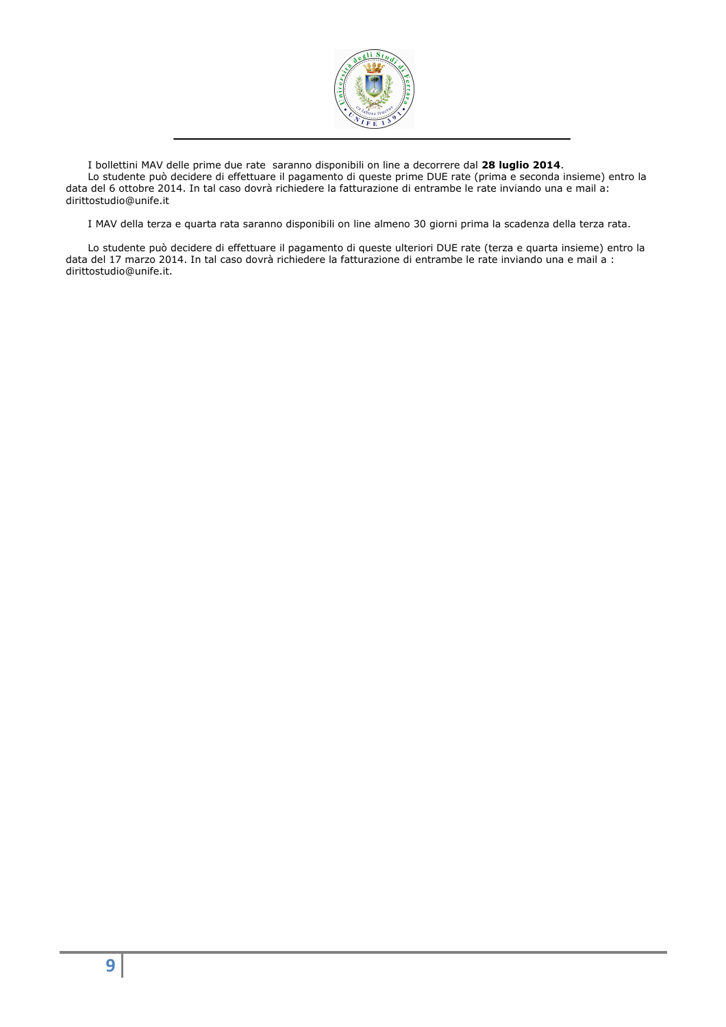I bollettini MAV delle prime due rate saranno disponibili on line a decorrere dal **28 luglio 2014**.

Lo studente può decidere di effettuare il pagamento di queste prime DUE rate (prima e seconda insieme) entro la data del 6 ottobre 2014. In tal caso dovrà richiedere la fatturazione di entrambe le rate inviando una e mail a: dirittostudio@unife.it

I MAV della terza e quarta rata saranno disponibili on line almeno 30 giorni prima la scadenza della terza rata.

Lo studente può decidere di effettuare il pagamento di queste ulteriori DUE rate (terza e quarta insieme) entro la data del 17 marzo 2014. In tal caso dovrà richiedere la fatturazione di entrambe le rate inviando una e mail a : dirittostudio@unife.it.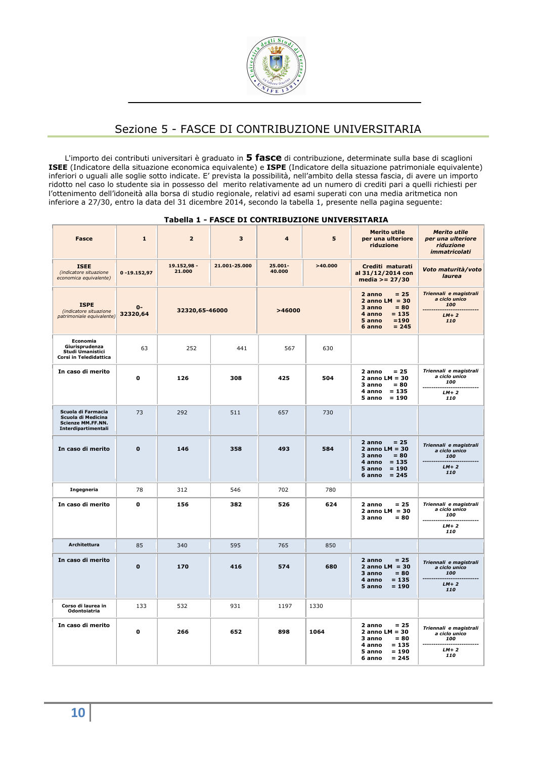## Sezione 5 - FASCE DI CONTRIBUZIONE UNIVERSITARIA

L'importo dei contributi universitari è graduato in **5 fasce** di contribuzione, determinate sulla base di scaglioni **ISEE** (Indicatore della situazione economica equivalente) e **ISPE** (Indicatore della situazione patrimoniale equivalente) inferiori o uguali alle soglie sotto indicate. E' prevista la possibilità, nell'ambito della stessa fascia, di avere un importo ridotto nel caso lo studente sia in possesso del merito relativamente ad un numero di crediti pari a quelli richiesti per l'ottenimento dell'idoneità alla borsa di studio regionale, relativi ad esami superati con una media aritmetica non inferiore a 27/30, entro la data del 31 dicembre 2014, secondo la tabella 1, presente nella pagina seguente:

**Tabella 1 - FASCE DI CONTRIBUZIONE UNIVERSITARIA**

| Fasce | 1 | 2 | 3 | 4 | 5 | Merito utile per una ulteriore riduzione | *Merito utile per una ulteriore riduzione immatricolati* |
|---|---|---|---|---|---|---|---|
| **ISEE** *(indicatore situazione economica equivalente)* | 0 -19.152,97 | 19.152,98 - 21.000 | 21.001-25.000 | 25.001-40.000 | >40.000 | Crediti maturati al 31/12/2014 con media >= 27/30 | *Voto maturità/voto laurea* |
| **ISPE** *(indicatore situazione patrimoniale equivalente)* | 0-32320,64 | 32320,65-46000 | | >46000 | | 2 anno = 25<br>2 anno LM = 30<br>3 anno = 80<br>4 anno = 135<br>5 anno =190<br>6 anno = 245 | *Triennali e magistrali a ciclo unico 100*<br>*LM+ 2 110* |
| **Economia Giurisprudenza Studi Umanistici Corsi in Teledidattica** | 63 | 252 | 441 | 567 | 630 | | |
| **In caso di merito** | 0 | 126 | 308 | 425 | 504 | 2 anno = 25<br>2 anno LM = 30<br>3 anno = 80<br>4 anno = 135<br>5 anno = 190 | *Triennali e magistrali a ciclo unico 100*<br>*LM+ 2 110* |
| **Scuola di Farmacia Scuola di Medicina Scienze MM.FF.NN. Interdipartimentali** | 73 | 292 | 511 | 657 | 730 | | |
| **In caso di merito** | 0 | 146 | 358 | 493 | 584 | 2 anno = 25<br>2 anno LM = 30<br>3 anno = 80<br>4 anno = 135<br>5 anno = 190<br>6 anno = 245 | *Triennali e magistrali a ciclo unico 100*<br>*LM+ 2 110* |
| **Ingegneria** | 78 | 312 | 546 | 702 | 780 | | |
| **In caso di merito** | 0 | 156 | 382 | 526 | 624 | 2 anno = 25<br>2 anno LM = 30<br>3 anno = 80 | *Triennali e magistrali a ciclo unico 100*<br>*LM+ 2 110* |
| **Architettura** | 85 | 340 | 595 | 765 | 850 | | |
| **In caso di merito** | 0 | 170 | 416 | 574 | 680 | 2 anno = 25<br>2 anno LM = 30<br>3 anno = 80<br>4 anno = 135<br>5 anno = 190 | *Triennali e magistrali a ciclo unico 100*<br>*LM+ 2 110* |
| **Corso di laurea in Odontoiatria** | 133 | 532 | 931 | 1197 | 1330 | | |
| **In caso di merito** | 0 | 266 | 652 | 898 | 1064 | 2 anno = 25<br>2 anno LM = 30<br>3 anno = 80<br>4 anno = 135<br>5 anno = 190<br>6 anno = 245 | *Triennali e magistrali a ciclo unico 100*<br>*LM+ 2 110* |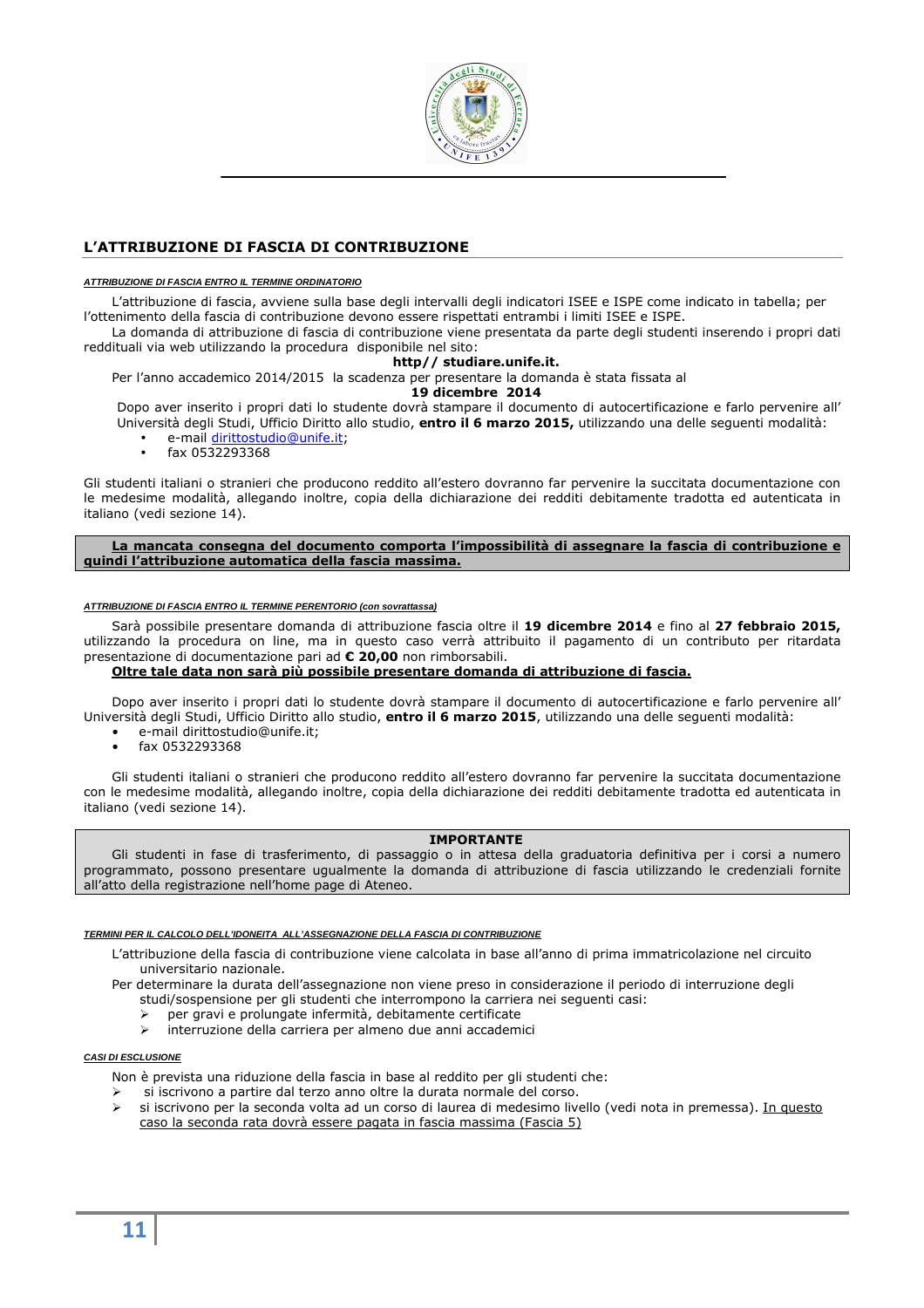## L'ATTRIBUZIONE DI FASCIA DI CONTRIBUZIONE

***ATTRIBUZIONE DI FASCIA ENTRO IL TERMINE ORDINATORIO***

L'attribuzione di fascia, avviene sulla base degli intervalli degli indicatori ISEE e ISPE come indicato in tabella; per l'ottenimento della fascia di contribuzione devono essere rispettati entrambi i limiti ISEE e ISPE.

La domanda di attribuzione di fascia di contribuzione viene presentata da parte degli studenti inserendo i propri dati reddituali via web utilizzando la procedura disponibile nel sito:

**http// studiare.unife.it.**

Per l'anno accademico 2014/2015 la scadenza per presentare la domanda è stata fissata al

**19 dicembre 2014**

Dopo aver inserito i propri dati lo studente dovrà stampare il documento di autocertificazione e farlo pervenire all' Università degli Studi, Ufficio Diritto allo studio, **entro il 6 marzo 2015,** utilizzando una delle seguenti modalità:

- e-mail dirittostudio@unife.it;
- fax 0532293368

Gli studenti italiani o stranieri che producono reddito all'estero dovranno far pervenire la succitata documentazione con le medesime modalità, allegando inoltre, copia della dichiarazione dei redditi debitamente tradotta ed autenticata in italiano (vedi sezione 14).

**La mancata consegna del documento comporta l'impossibilità di assegnare la fascia di contribuzione e quindi l'attribuzione automatica della fascia massima.**

***ATTRIBUZIONE DI FASCIA ENTRO IL TERMINE PERENTORIO (con sovrattassa)***

Sarà possibile presentare domanda di attribuzione fascia oltre il **19 dicembre 2014** e fino al **27 febbraio 2015,** utilizzando la procedura on line, ma in questo caso verrà attribuito il pagamento di un contributo per ritardata presentazione di documentazione pari ad **€ 20,00** non rimborsabili.

**Oltre tale data non sarà più possibile presentare domanda di attribuzione di fascia.**

Dopo aver inserito i propri dati lo studente dovrà stampare il documento di autocertificazione e farlo pervenire all' Università degli Studi, Ufficio Diritto allo studio, **entro il 6 marzo 2015**, utilizzando una delle seguenti modalità:

- e-mail dirittostudio@unife.it;
- fax 0532293368

Gli studenti italiani o stranieri che producono reddito all'estero dovranno far pervenire la succitata documentazione con le medesime modalità, allegando inoltre, copia della dichiarazione dei redditi debitamente tradotta ed autenticata in italiano (vedi sezione 14).

**IMPORTANTE**

Gli studenti in fase di trasferimento, di passaggio o in attesa della graduatoria definitiva per i corsi a numero programmato, possono presentare ugualmente la domanda di attribuzione di fascia utilizzando le credenziali fornite all'atto della registrazione nell'home page di Ateneo.

***TERMINI PER IL CALCOLO DELL'IDONEITA ALL'ASSEGNAZIONE DELLA FASCIA DI CONTRIBUZIONE***

L'attribuzione della fascia di contribuzione viene calcolata in base all'anno di prima immatricolazione nel circuito universitario nazionale.

Per determinare la durata dell'assegnazione non viene preso in considerazione il periodo di interruzione degli studi/sospensione per gli studenti che interrompono la carriera nei seguenti casi:

- per gravi e prolungate infermità, debitamente certificate
- interruzione della carriera per almeno due anni accademici

***CASI DI ESCLUSIONE***

Non è prevista una riduzione della fascia in base al reddito per gli studenti che:

- si iscrivono a partire dal terzo anno oltre la durata normale del corso.
- si iscrivono per la seconda volta ad un corso di laurea di medesimo livello (vedi nota in premessa). In questo caso la seconda rata dovrà essere pagata in fascia massima (Fascia 5)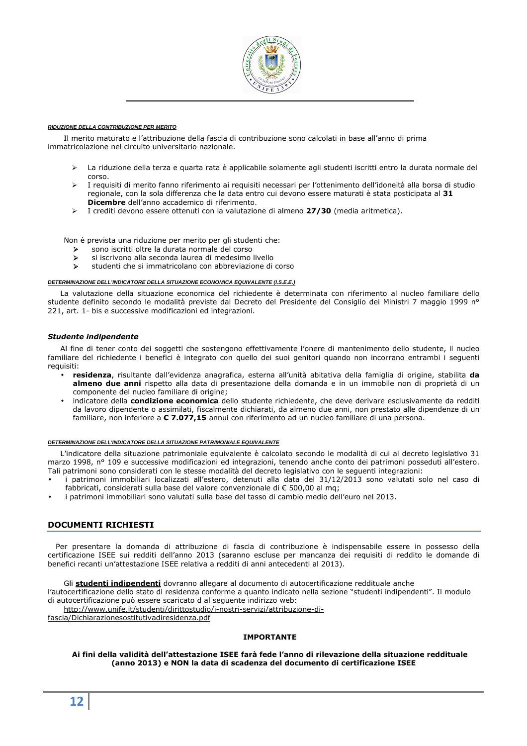***RIDUZIONE DELLA CONTRIBUZIONE PER MERITO***

Il merito maturato e l'attribuzione della fascia di contribuzione sono calcolati in base all'anno di prima immatricolazione nel circuito universitario nazionale.

- La riduzione della terza e quarta rata è applicabile solamente agli studenti iscritti entro la durata normale del corso.
- I requisiti di merito fanno riferimento ai requisiti necessari per l'ottenimento dell'idoneità alla borsa di studio regionale, con la sola differenza che la data entro cui devono essere maturati è stata posticipata al **31 Dicembre** dell'anno accademico di riferimento.
- I crediti devono essere ottenuti con la valutazione di almeno **27/30** (media aritmetica).

Non è prevista una riduzione per merito per gli studenti che:

- sono iscritti oltre la durata normale del corso
- si iscrivono alla seconda laurea di medesimo livello
- studenti che si immatricolano con abbreviazione di corso

***DETERMINAZIONE DELL'INDICATORE DELLA SITUAZIONE ECONOMICA EQUIVALENTE (I.S.E.E.)***

La valutazione della situazione economica del richiedente è determinata con riferimento al nucleo familiare dello studente definito secondo le modalità previste dal Decreto del Presidente del Consiglio dei Ministri 7 maggio 1999 n° 221, art. 1- bis e successive modificazioni ed integrazioni.

***Studente indipendente***

Al fine di tener conto dei soggetti che sostengono effettivamente l'onere di mantenimento dello studente, il nucleo familiare del richiedente i benefici è integrato con quello dei suoi genitori quando non incorrano entrambi i seguenti requisiti:

- **residenza**, risultante dall'evidenza anagrafica, esterna all'unità abitativa della famiglia di origine, stabilita **da almeno due anni** rispetto alla data di presentazione della domanda e in un immobile non di proprietà di un componente del nucleo familiare di origine;
- indicatore della **condizione economica** dello studente richiedente, che deve derivare esclusivamente da redditi da lavoro dipendente o assimilati, fiscalmente dichiarati, da almeno due anni, non prestato alle dipendenze di un familiare, non inferiore a **€ 7.077,15** annui con riferimento ad un nucleo familiare di una persona.

***DETERMINAZIONE DELL'INDICATORE DELLA SITUAZIONE PATRIMONIALE EQUIVALENTE***

L'indicatore della situazione patrimoniale equivalente è calcolato secondo le modalità di cui al decreto legislativo 31 marzo 1998, n° 109 e successive modificazioni ed integrazioni, tenendo anche conto dei patrimoni posseduti all'estero. Tali patrimoni sono considerati con le stesse modalità del decreto legislativo con le seguenti integrazioni:

- i patrimoni immobiliari localizzati all'estero, detenuti alla data del 31/12/2013 sono valutati solo nel caso di fabbricati, considerati sulla base del valore convenzionale di € 500,00 al mq;
- i patrimoni immobiliari sono valutati sulla base del tasso di cambio medio dell'euro nel 2013.

## DOCUMENTI RICHIESTI

Per presentare la domanda di attribuzione di fascia di contribuzione è indispensabile essere in possesso della certificazione ISEE sui redditi dell'anno 2013 (saranno escluse per mancanza dei requisiti di reddito le domande di benefici recanti un'attestazione ISEE relativa a redditi di anni antecedenti al 2013).

Gli **studenti indipendenti** dovranno allegare al documento di autocertificazione reddituale anche l'autocertificazione dello stato di residenza conforme a quanto indicato nella sezione "studenti indipendenti". Il modulo di autocertificazione può essere scaricato d al seguente indirizzo web:
http://www.unife.it/studenti/dirittostudio/i-nostri-servizi/attribuzione-di-fascia/Dichiarazionesostitutivadiresidenza.pdf

**IMPORTANTE**

**Ai fini della validità dell'attestazione ISEE farà fede l'anno di rilevazione della situazione reddituale (anno 2013) e NON la data di scadenza del documento di certificazione ISEE**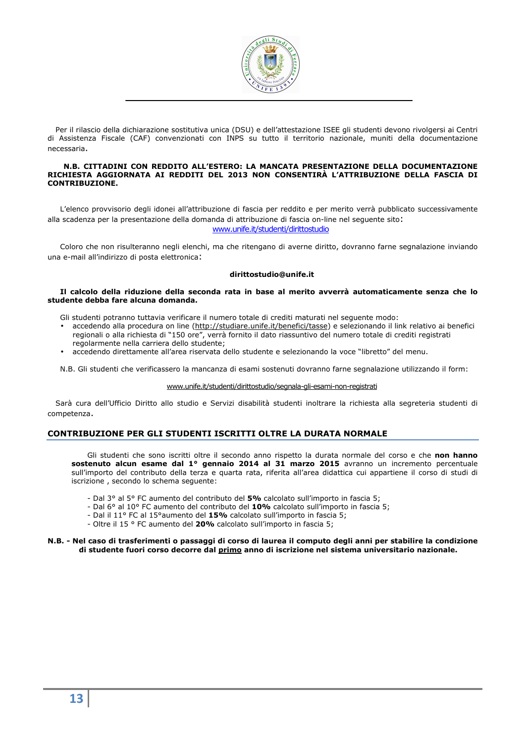Per il rilascio della dichiarazione sostitutiva unica (DSU) e dell'attestazione ISEE gli studenti devono rivolgersi ai Centri di Assistenza Fiscale (CAF) convenzionati con INPS su tutto il territorio nazionale, muniti della documentazione necessaria.

**N.B. CITTADINI CON REDDITO ALL'ESTERO: LA MANCATA PRESENTAZIONE DELLA DOCUMENTAZIONE RICHIESTA AGGIORNATA AI REDDITI DEL 2013 NON CONSENTIRÀ L'ATTRIBUZIONE DELLA FASCIA DI CONTRIBUZIONE.**

L'elenco provvisorio degli idonei all'attribuzione di fascia per reddito e per merito verrà pubblicato successivamente alla scadenza per la presentazione della domanda di attribuzione di fascia on-line nel seguente sito:

www.unife.it/studenti/dirittostudio

Coloro che non risulteranno negli elenchi, ma che ritengano di averne diritto, dovranno farne segnalazione inviando una e-mail all'indirizzo di posta elettronica:

**dirittostudio@unife.it**

**Il calcolo della riduzione della seconda rata in base al merito avverrà automaticamente senza che lo studente debba fare alcuna domanda.**

Gli studenti potranno tuttavia verificare il numero totale di crediti maturati nel seguente modo:

- accedendo alla procedura on line (http://studiare.unife.it/benefici/tasse) e selezionando il link relativo ai benefici regionali o alla richiesta di "150 ore", verrà fornito il dato riassuntivo del numero totale di crediti registrati regolarmente nella carriera dello studente;
- accedendo direttamente all'area riservata dello studente e selezionando la voce "libretto" del menu.

N.B. Gli studenti che verificassero la mancanza di esami sostenuti dovranno farne segnalazione utilizzando il form:

www.unife.it/studenti/dirittostudio/segnala-gli-esami-non-registrati

Sarà cura dell'Ufficio Diritto allo studio e Servizi disabilità studenti inoltrare la richiesta alla segreteria studenti di competenza.

## CONTRIBUZIONE PER GLI STUDENTI ISCRITTI OLTRE LA DURATA NORMALE

Gli studenti che sono iscritti oltre il secondo anno rispetto la durata normale del corso e che **non hanno sostenuto alcun esame dal 1° gennaio 2014 al 31 marzo 2015** avranno un incremento percentuale sull'importo del contributo della terza e quarta rata, riferita all'area didattica cui appartiene il corso di studi di iscrizione , secondo lo schema seguente:

- Dal 3° al 5° FC aumento del contributo del **5%** calcolato sull'importo in fascia 5;
- Dal 6° al 10° FC aumento del contributo del **10%** calcolato sull'importo in fascia 5;
- Dal il 11° FC al 15°aumento del **15%** calcolato sull'importo in fascia 5;
- Oltre il 15 ° FC aumento del **20%** calcolato sull'importo in fascia 5;

**N.B. - Nel caso di trasferimenti o passaggi di corso di laurea il computo degli anni per stabilire la condizione di studente fuori corso decorre dal <u>primo</u> anno di iscrizione nel sistema universitario nazionale.**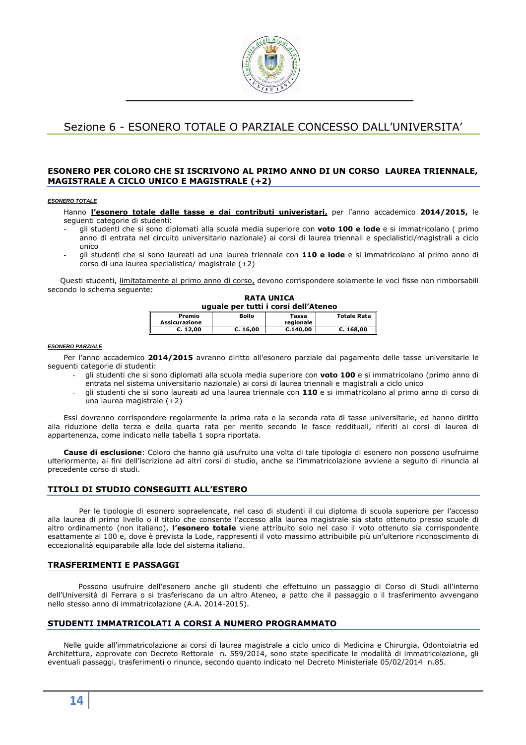# Sezione 6 - ESONERO TOTALE O PARZIALE CONCESSO DALL'UNIVERSITA'

## ESONERO PER COLORO CHE SI ISCRIVONO AL PRIMO ANNO DI UN CORSO LAUREA TRIENNALE, MAGISTRALE A CICLO UNICO E MAGISTRALE (+2)

***ESONERO TOTALE***

Hanno **l'esonero totale dalle tasse e dai contributi univeristari,** per l'anno accademico **2014/2015,** le seguenti categorie di studenti:

- gli studenti che si sono diplomati alla scuola media superiore con **voto 100 e lode** e si immatricolano ( primo anno di entrata nel circuito universitario nazionale) ai corsi di laurea triennali e specialistici/magistrali a ciclo unico
- gli studenti che si sono laureati ad una laurea triennale con **110 e lode** e si immatricolano al primo anno di corso di una laurea specialistica/ magistrale (+2)

Questi studenti, limitatamente al primo anno di corso, devono corrispondere solamente le voci fisse non rimborsabili secondo lo schema seguente:

**RATA UNICA**
**uguale per tutti i corsi dell'Ateneo**

| Premio Assicurazione | Bollo | Tassa regionale | Totale Rata |
|---|---|---|---|
| €. 12,00 | €. 16,00 | €.140,00 | €. 168,00 |

***ESONERO PARZIALE***

Per l'anno accademico **2014/2015** avranno diritto all'esonero parziale dal pagamento delle tasse universitarie le seguenti categorie di studenti:

- gli studenti che si sono diplomati alla scuola media superiore con **voto 100** e si immatricolano (primo anno di entrata nel sistema universitario nazionale) ai corsi di laurea triennali e magistrali a ciclo unico
- gli studenti che si sono laureati ad una laurea triennale con **110** e si immatricolano al primo anno di corso di una laurea magistrale (+2)

Essi dovranno corrispondere regolarmente la prima rata e la seconda rata di tasse universitarie, ed hanno diritto alla riduzione della terza e della quarta rata per merito secondo le fasce reddituali, riferiti ai corsi di laurea di appartenenza, come indicato nella tabella 1 sopra riportata.

**Cause di esclusione**: Coloro che hanno già usufruito una volta di tale tipologia di esonero non possono usufruirne ulteriormente, ai fini dell'iscrizione ad altri corsi di studio, anche se l'immatricolazione avviene a seguito di rinuncia al precedente corso di studi.

## TITOLI DI STUDIO CONSEGUITI ALL'ESTERO

Per le tipologie di esonero sopraelencate, nel caso di studenti il cui diploma di scuola superiore per l'accesso alla laurea di primo livello o il titolo che consente l'accesso alla laurea magistrale sia stato ottenuto presso scuole di altro ordinamento (non italiano), **l'esonero totale** viene attribuito solo nel caso il voto ottenuto sia corrispondente esattamente al 100 e, dove è prevista la Lode, rappresenti il voto massimo attribuibile più un'ulteriore riconoscimento di eccezionalità equiparabile alla lode del sistema italiano.

## TRASFERIMENTI E PASSAGGI

Possono usufruire dell'esonero anche gli studenti che effettuino un passaggio di Corso di Studi all'interno dell'Università di Ferrara o si trasferiscano da un altro Ateneo, a patto che il passaggio o il trasferimento avvengano nello stesso anno di immatricolazione (A.A. 2014-2015).

## STUDENTI IMMATRICOLATI A CORSI A NUMERO PROGRAMMATO

Nelle guide all'immatricolazione ai corsi di laurea magistrale a ciclo unico di Medicina e Chirurgia, Odontoiatria ed Architettura, approvate con Decreto Rettorale n. 559/2014, sono state specificate le modalità di immatricolazione, gli eventuali passaggi, trasferimenti o rinunce, secondo quanto indicato nel Decreto Ministeriale 05/02/2014 n.85.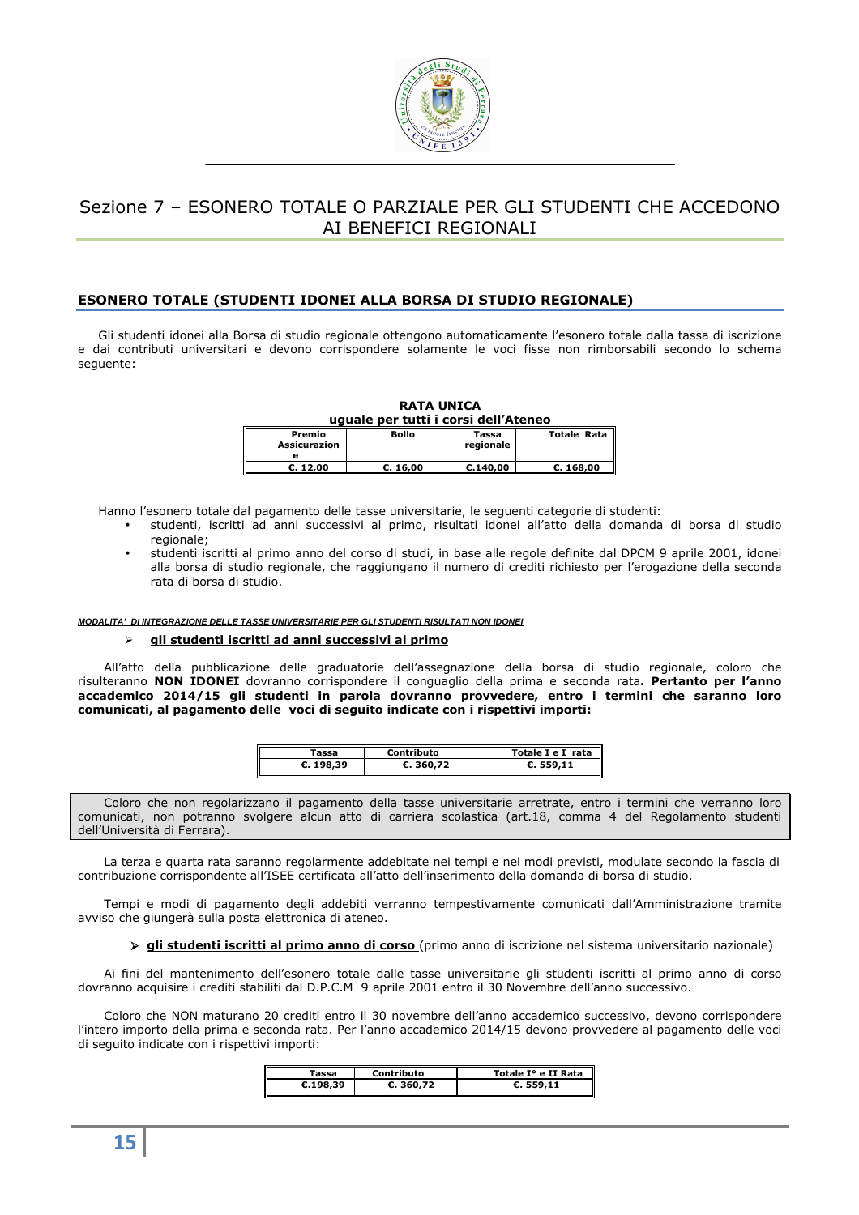# Sezione 7 – ESONERO TOTALE O PARZIALE PER GLI STUDENTI CHE ACCEDONO AI BENEFICI REGIONALI

## ESONERO TOTALE (STUDENTI IDONEI ALLA BORSA DI STUDIO REGIONALE)

Gli studenti idonei alla Borsa di studio regionale ottengono automaticamente l'esonero totale dalla tassa di iscrizione e dai contributi universitari e devono corrispondere solamente le voci fisse non rimborsabili secondo lo schema seguente:

**RATA UNICA**
**uguale per tutti i corsi dell'Ateneo**

| Premio Assicurazione | Bollo | Tassa regionale | Totale Rata |
|---|---|---|---|
| €. 12,00 | €. 16,00 | €.140,00 | €. 168,00 |

Hanno l'esonero totale dal pagamento delle tasse universitarie, le seguenti categorie di studenti:

- studenti, iscritti ad anni successivi al primo, risultati idonei all'atto della domanda di borsa di studio regionale;
- studenti iscritti al primo anno del corso di studi, in base alle regole definite dal DPCM 9 aprile 2001, idonei alla borsa di studio regionale, che raggiungano il numero di crediti richiesto per l'erogazione della seconda rata di borsa di studio.

***MODALITA' DI INTEGRAZIONE DELLE TASSE UNIVERSITARIE PER GLI STUDENTI RISULTATI NON IDONEI***

- **gli studenti iscritti ad anni successivi al primo**

All'atto della pubblicazione delle graduatorie dell'assegnazione della borsa di studio regionale, coloro che risulteranno **NON IDONEI** dovranno corrispondere il conguaglio della prima e seconda rata**. Pertanto per l'anno accademico 2014/15 gli studenti in parola dovranno provvedere, entro i termini che saranno loro comunicati, al pagamento delle voci di seguito indicate con i rispettivi importi:**

| Tassa | Contributo | Totale I e I rata |
|---|---|---|
| €. 198,39 | €. 360,72 | €. 559,11 |

Coloro che non regolarizzano il pagamento della tasse universitarie arretrate, entro i termini che verranno loro comunicati, non potranno svolgere alcun atto di carriera scolastica (art.18, comma 4 del Regolamento studenti dell'Università di Ferrara).

La terza e quarta rata saranno regolarmente addebitate nei tempi e nei modi previsti, modulate secondo la fascia di contribuzione corrispondente all'ISEE certificata all'atto dell'inserimento della domanda di borsa di studio.

Tempi e modi di pagamento degli addebiti verranno tempestivamente comunicati dall'Amministrazione tramite avviso che giungerà sulla posta elettronica di ateneo.

- **gli studenti iscritti al primo anno di corso** (primo anno di iscrizione nel sistema universitario nazionale)

Ai fini del mantenimento dell'esonero totale dalle tasse universitarie gli studenti iscritti al primo anno di corso dovranno acquisire i crediti stabiliti dal D.P.C.M 9 aprile 2001 entro il 30 Novembre dell'anno successivo.

Coloro che NON maturano 20 crediti entro il 30 novembre dell'anno accademico successivo, devono corrispondere l'intero importo della prima e seconda rata. Per l'anno accademico 2014/15 devono provvedere al pagamento delle voci di seguito indicate con i rispettivi importi:

| Tassa | Contributo | Totale I° e II Rata |
|---|---|---|
| €.198,39 | €. 360,72 | €. 559,11 |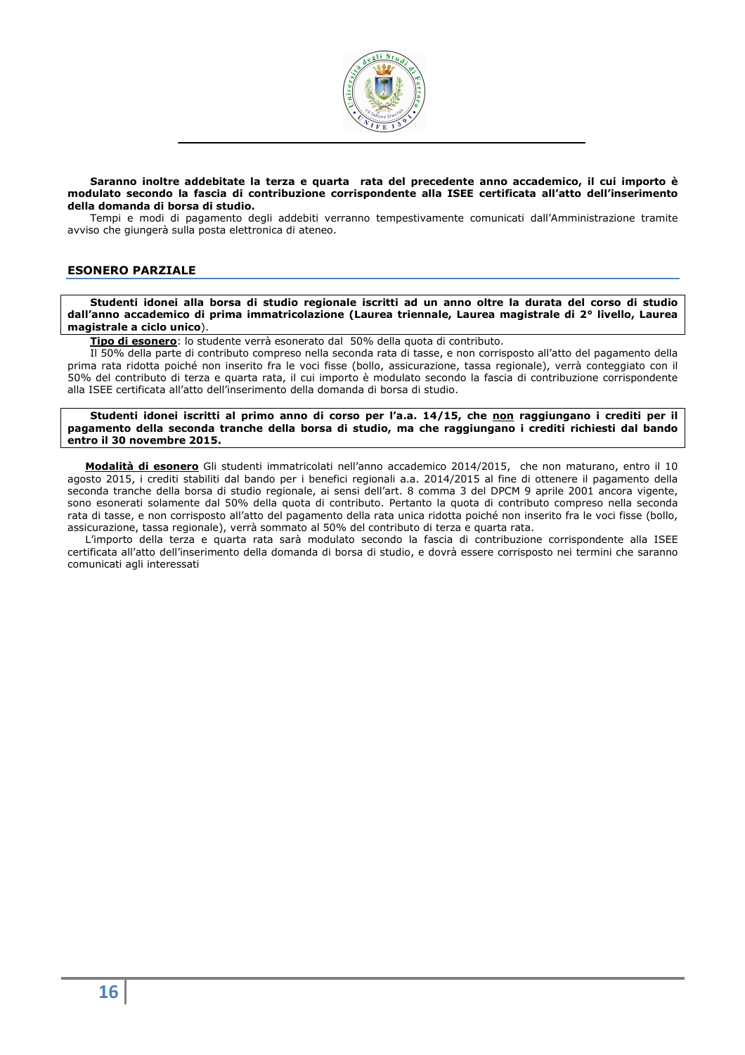**Saranno inoltre addebitate la terza e quarta rata del precedente anno accademico, il cui importo è modulato secondo la fascia di contribuzione corrispondente alla ISEE certificata all'atto dell'inserimento della domanda di borsa di studio.**

Tempi e modi di pagamento degli addebiti verranno tempestivamente comunicati dall'Amministrazione tramite avviso che giungerà sulla posta elettronica di ateneo.

## ESONERO PARZIALE

**Studenti idonei alla borsa di studio regionale iscritti ad un anno oltre la durata del corso di studio dall'anno accademico di prima immatricolazione (Laurea triennale, Laurea magistrale di 2° livello, Laurea magistrale a ciclo unico**).

**<u>Tipo di esonero</u>**: lo studente verrà esonerato dal 50% della quota di contributo.

Il 50% della parte di contributo compreso nella seconda rata di tasse, e non corrisposto all'atto del pagamento della prima rata ridotta poiché non inserito fra le voci fisse (bollo, assicurazione, tassa regionale), verrà conteggiato con il 50% del contributo di terza e quarta rata, il cui importo è modulato secondo la fascia di contribuzione corrispondente alla ISEE certificata all'atto dell'inserimento della domanda di borsa di studio.

**Studenti idonei iscritti al primo anno di corso per l'a.a. 14/15, che <u>non</u> raggiungano i crediti per il pagamento della seconda tranche della borsa di studio, ma che raggiungano i crediti richiesti dal bando entro il 30 novembre 2015.**

**<u>Modalità di esonero</u>** Gli studenti immatricolati nell'anno accademico 2014/2015, che non maturano, entro il 10 agosto 2015, i crediti stabiliti dal bando per i benefici regionali a.a. 2014/2015 al fine di ottenere il pagamento della seconda tranche della borsa di studio regionale, ai sensi dell'art. 8 comma 3 del DPCM 9 aprile 2001 ancora vigente, sono esonerati solamente dal 50% della quota di contributo. Pertanto la quota di contributo compreso nella seconda rata di tasse, e non corrisposto all'atto del pagamento della rata unica ridotta poiché non inserito fra le voci fisse (bollo, assicurazione, tassa regionale), verrà sommato al 50% del contributo di terza e quarta rata.

L'importo della terza e quarta rata sarà modulato secondo la fascia di contribuzione corrispondente alla ISEE certificata all'atto dell'inserimento della domanda di borsa di studio, e dovrà essere corrisposto nei termini che saranno comunicati agli interessati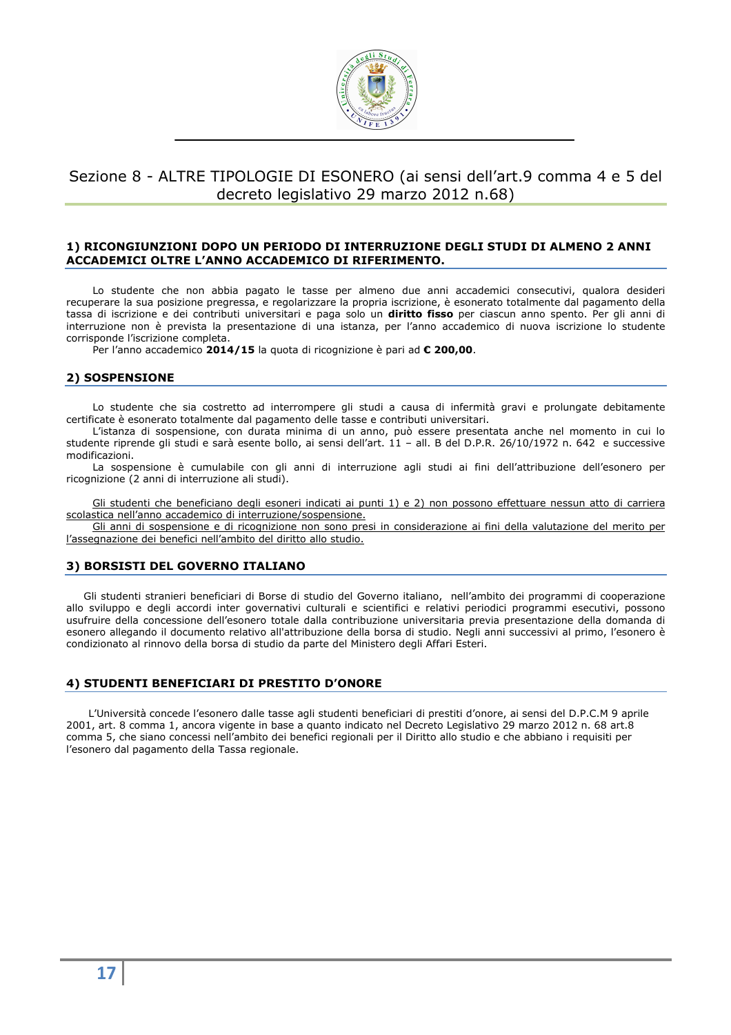# Sezione 8 - ALTRE TIPOLOGIE DI ESONERO (ai sensi dell'art.9 comma 4 e 5 del decreto legislativo 29 marzo 2012 n.68)

## 1) RICONGIUNZIONI DOPO UN PERIODO DI INTERRUZIONE DEGLI STUDI DI ALMENO 2 ANNI ACCADEMICI OLTRE L'ANNO ACCADEMICO DI RIFERIMENTO.

Lo studente che non abbia pagato le tasse per almeno due anni accademici consecutivi, qualora desideri recuperare la sua posizione pregressa, e regolarizzare la propria iscrizione, è esonerato totalmente dal pagamento della tassa di iscrizione e dei contributi universitari e paga solo un **diritto fisso** per ciascun anno spento. Per gli anni di interruzione non è prevista la presentazione di una istanza, per l'anno accademico di nuova iscrizione lo studente corrisponde l'iscrizione completa.

Per l'anno accademico **2014/15** la quota di ricognizione è pari ad **€ 200,00**.

## 2) SOSPENSIONE

Lo studente che sia costretto ad interrompere gli studi a causa di infermità gravi e prolungate debitamente certificate è esonerato totalmente dal pagamento delle tasse e contributi universitari.

L'istanza di sospensione, con durata minima di un anno, può essere presentata anche nel momento in cui lo studente riprende gli studi e sarà esente bollo, ai sensi dell'art. 11 – all. B del D.P.R. 26/10/1972 n. 642 e successive modificazioni.

La sospensione è cumulabile con gli anni di interruzione agli studi ai fini dell'attribuzione dell'esonero per ricognizione (2 anni di interruzione ali studi).

<u>Gli studenti che beneficiano degli esoneri indicati ai punti 1) e 2) non possono effettuare nessun atto di carriera scolastica nell'anno accademico di interruzione/sospensione.</u>

<u>Gli anni di sospensione e di ricognizione non sono presi in considerazione ai fini della valutazione del merito per l'assegnazione dei benefici nell'ambito del diritto allo studio.</u>

## 3) BORSISTI DEL GOVERNO ITALIANO

Gli studenti stranieri beneficiari di Borse di studio del Governo italiano, nell'ambito dei programmi di cooperazione allo sviluppo e degli accordi inter governativi culturali e scientifici e relativi periodici programmi esecutivi, possono usufruire della concessione dell'esonero totale dalla contribuzione universitaria previa presentazione della domanda di esonero allegando il documento relativo all'attribuzione della borsa di studio. Negli anni successivi al primo, l'esonero è condizionato al rinnovo della borsa di studio da parte del Ministero degli Affari Esteri.

## 4) STUDENTI BENEFICIARI DI PRESTITO D'ONORE

L'Università concede l'esonero dalle tasse agli studenti beneficiari di prestiti d'onore, ai sensi del D.P.C.M 9 aprile 2001, art. 8 comma 1, ancora vigente in base a quanto indicato nel Decreto Legislativo 29 marzo 2012 n. 68 art.8 comma 5, che siano concessi nell'ambito dei benefici regionali per il Diritto allo studio e che abbiano i requisiti per l'esonero dal pagamento della Tassa regionale.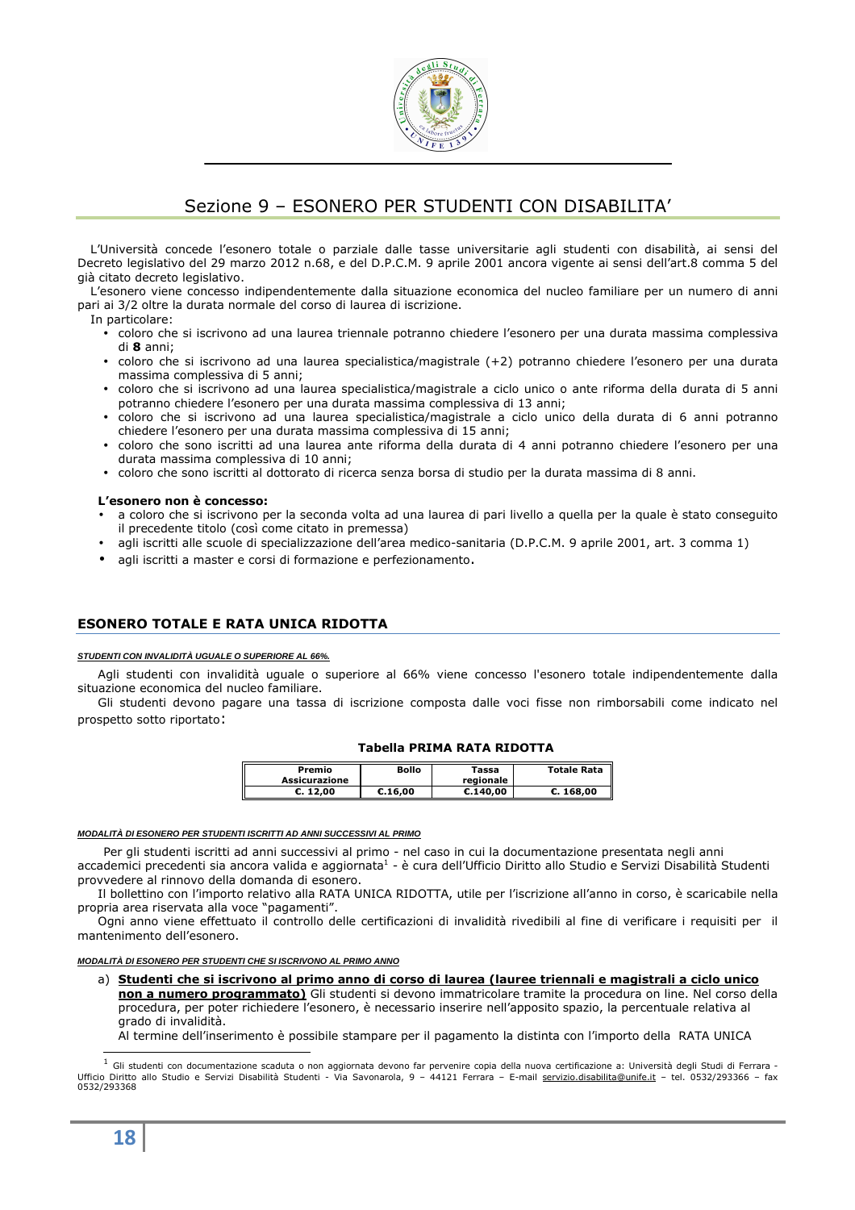## Sezione 9 – ESONERO PER STUDENTI CON DISABILITA'

L'Università concede l'esonero totale o parziale dalle tasse universitarie agli studenti con disabilità, ai sensi del Decreto legislativo del 29 marzo 2012 n.68, e del D.P.C.M. 9 aprile 2001 ancora vigente ai sensi dell'art.8 comma 5 del già citato decreto legislativo.

L'esonero viene concesso indipendentemente dalla situazione economica del nucleo familiare per un numero di anni pari ai 3/2 oltre la durata normale del corso di laurea di iscrizione.

In particolare:

- coloro che si iscrivono ad una laurea triennale potranno chiedere l'esonero per una durata massima complessiva di **8** anni;
- coloro che si iscrivono ad una laurea specialistica/magistrale (+2) potranno chiedere l'esonero per una durata massima complessiva di 5 anni;
- coloro che si iscrivono ad una laurea specialistica/magistrale a ciclo unico o ante riforma della durata di 5 anni potranno chiedere l'esonero per una durata massima complessiva di 13 anni;
- coloro che si iscrivono ad una laurea specialistica/magistrale a ciclo unico della durata di 6 anni potranno chiedere l'esonero per una durata massima complessiva di 15 anni;
- coloro che sono iscritti ad una laurea ante riforma della durata di 4 anni potranno chiedere l'esonero per una durata massima complessiva di 10 anni;
- coloro che sono iscritti al dottorato di ricerca senza borsa di studio per la durata massima di 8 anni.

**L'esonero non è concesso:**

- a coloro che si iscrivono per la seconda volta ad una laurea di pari livello a quella per la quale è stato conseguito il precedente titolo (così come citato in premessa)
- agli iscritti alle scuole di specializzazione dell'area medico-sanitaria (D.P.C.M. 9 aprile 2001, art. 3 comma 1)
- agli iscritti a master e corsi di formazione e perfezionamento.

### ESONERO TOTALE E RATA UNICA RIDOTTA

***STUDENTI CON INVALIDITÀ UGUALE O SUPERIORE AL 66%.***

Agli studenti con invalidità uguale o superiore al 66% viene concesso l'esonero totale indipendentemente dalla situazione economica del nucleo familiare.

Gli studenti devono pagare una tassa di iscrizione composta dalle voci fisse non rimborsabili come indicato nel prospetto sotto riportato:

**Tabella PRIMA RATA RIDOTTA**

| Premio Assicurazione | Bollo | Tassa regionale | Totale Rata |
|---|---|---|---|
| €. 12,00 | €.16,00 | €.140,00 | €. 168,00 |

***MODALITÀ DI ESONERO PER STUDENTI ISCRITTI AD ANNI SUCCESSIVI AL PRIMO***

Per gli studenti iscritti ad anni successivi al primo - nel caso in cui la documentazione presentata negli anni accademici precedenti sia ancora valida e aggiornata[1] - è cura dell'Ufficio Diritto allo Studio e Servizi Disabilità Studenti provvedere al rinnovo della domanda di esonero.

Il bollettino con l'importo relativo alla RATA UNICA RIDOTTA, utile per l'iscrizione all'anno in corso, è scaricabile nella propria area riservata alla voce "pagamenti".

Ogni anno viene effettuato il controllo delle certificazioni di invalidità rivedibili al fine di verificare i requisiti per il mantenimento dell'esonero.

***MODALITÀ DI ESONERO PER STUDENTI CHE SI ISCRIVONO AL PRIMO ANNO***

a) **Studenti che si iscrivono al primo anno di corso di laurea (lauree triennali e magistrali a ciclo unico non a numero programmato)** Gli studenti si devono immatricolare tramite la procedura on line. Nel corso della procedura, per poter richiedere l'esonero, è necessario inserire nell'apposito spazio, la percentuale relativa al grado di invalidità.

Al termine dell'inserimento è possibile stampare per il pagamento la distinta con l'importo della RATA UNICA

[1] Gli studenti con documentazione scaduta o non aggiornata devono far pervenire copia della nuova certificazione a: Università degli Studi di Ferrara - Ufficio Diritto allo Studio e Servizi Disabilità Studenti - Via Savonarola, 9 – 44121 Ferrara – E-mail servizio.disabilita@unife.it – tel. 0532/293366 – fax 0532/293368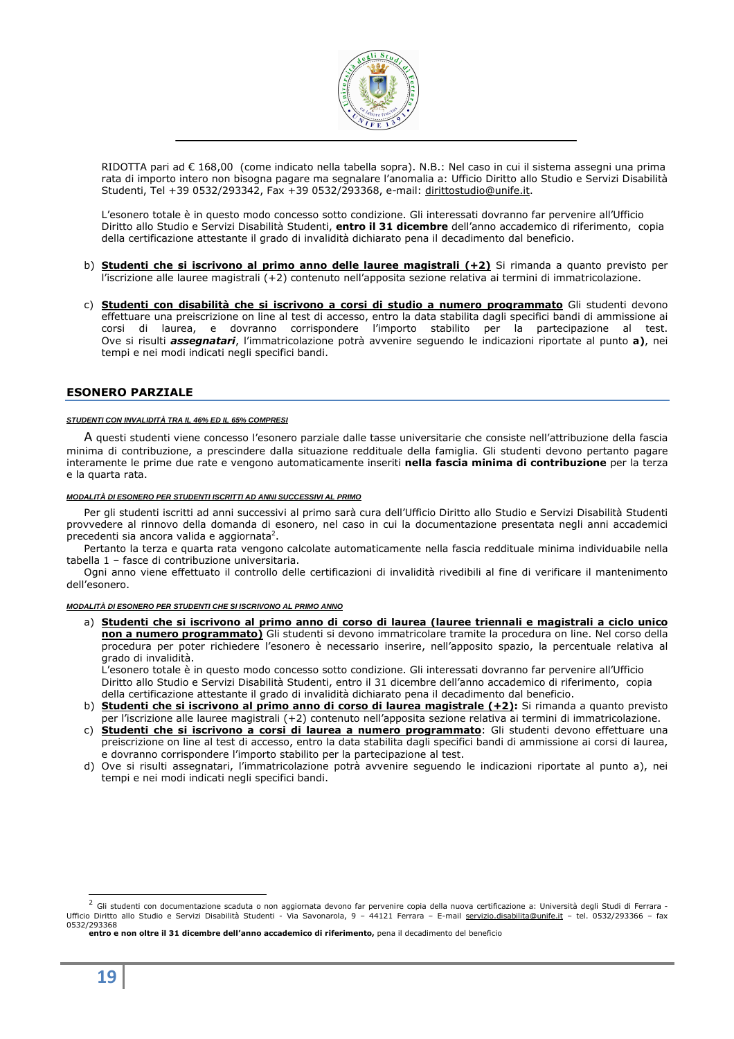RIDOTTA pari ad € 168,00 (come indicato nella tabella sopra). N.B.: Nel caso in cui il sistema assegni una prima rata di importo intero non bisogna pagare ma segnalare l'anomalia a: Ufficio Diritto allo Studio e Servizi Disabilità Studenti, Tel +39 0532/293342, Fax +39 0532/293368, e-mail: dirittostudio@unife.it.

L'esonero totale è in questo modo concesso sotto condizione. Gli interessati dovranno far pervenire all'Ufficio Diritto allo Studio e Servizi Disabilità Studenti, **entro il 31 dicembre** dell'anno accademico di riferimento, copia della certificazione attestante il grado di invalidità dichiarato pena il decadimento dal beneficio.

b) **Studenti che si iscrivono al primo anno delle lauree magistrali (+2)** Si rimanda a quanto previsto per l'iscrizione alle lauree magistrali (+2) contenuto nell'apposita sezione relativa ai termini di immatricolazione.

c) **Studenti con disabilità che si iscrivono a corsi di studio a numero programmato** Gli studenti devono effettuare una preiscrizione on line al test di accesso, entro la data stabilita dagli specifici bandi di ammissione ai corsi di laurea, e dovranno corrispondere l'importo stabilito per la partecipazione al test. Ove si risulti ***assegnatari***, l'immatricolazione potrà avvenire seguendo le indicazioni riportate al punto **a)**, nei tempi e nei modi indicati negli specifici bandi.

## ESONERO PARZIALE

***STUDENTI CON INVALIDITÀ TRA IL 46% ED IL 65% COMPRESI***

A questi studenti viene concesso l'esonero parziale dalle tasse universitarie che consiste nell'attribuzione della fascia minima di contribuzione, a prescindere dalla situazione reddituale della famiglia. Gli studenti devono pertanto pagare interamente le prime due rate e vengono automaticamente inseriti **nella fascia minima di contribuzione** per la terza e la quarta rata.

***MODALITÀ DI ESONERO PER STUDENTI ISCRITTI AD ANNI SUCCESSIVI AL PRIMO***

Per gli studenti iscritti ad anni successivi al primo sarà cura dell'Ufficio Diritto allo Studio e Servizi Disabilità Studenti provvedere al rinnovo della domanda di esonero, nel caso in cui la documentazione presentata negli anni accademici precedenti sia ancora valida e aggiornata[2].

Pertanto la terza e quarta rata vengono calcolate automaticamente nella fascia reddituale minima individuabile nella tabella 1 – fasce di contribuzione universitaria.

Ogni anno viene effettuato il controllo delle certificazioni di invalidità rivedibili al fine di verificare il mantenimento dell'esonero.

***MODALITÀ DI ESONERO PER STUDENTI CHE SI ISCRIVONO AL PRIMO ANNO***

a) **Studenti che si iscrivono al primo anno di corso di laurea (lauree triennali e magistrali a ciclo unico non a numero programmato)** Gli studenti si devono immatricolare tramite la procedura on line. Nel corso della procedura per poter richiedere l'esonero è necessario inserire, nell'apposito spazio, la percentuale relativa al grado di invalidità.
L'esonero totale è in questo modo concesso sotto condizione. Gli interessati dovranno far pervenire all'Ufficio Diritto allo Studio e Servizi Disabilità Studenti, entro il 31 dicembre dell'anno accademico di riferimento, copia della certificazione attestante il grado di invalidità dichiarato pena il decadimento dal beneficio.
b) **Studenti che si iscrivono al primo anno di corso di laurea magistrale (+2):** Si rimanda a quanto previsto per l'iscrizione alle lauree magistrali (+2) contenuto nell'apposita sezione relativa ai termini di immatricolazione.
c) **Studenti che si iscrivono a corsi di laurea a numero programmato**: Gli studenti devono effettuare una preiscrizione on line al test di accesso, entro la data stabilita dagli specifici bandi di ammissione ai corsi di laurea, e dovranno corrispondere l'importo stabilito per la partecipazione al test.
d) Ove si risulti assegnatari, l'immatricolazione potrà avvenire seguendo le indicazioni riportate al punto a), nei tempi e nei modi indicati negli specifici bandi.

---

[2] Gli studenti con documentazione scaduta o non aggiornata devono far pervenire copia della nuova certificazione a: Università degli Studi di Ferrara - Ufficio Diritto allo Studio e Servizi Disabilità Studenti - Via Savonarola, 9 – 44121 Ferrara – E-mail servizio.disabilita@unife.it – tel. 0532/293366 – fax 0532/293368
**entro e non oltre il 31 dicembre dell'anno accademico di riferimento,** pena il decadimento del beneficio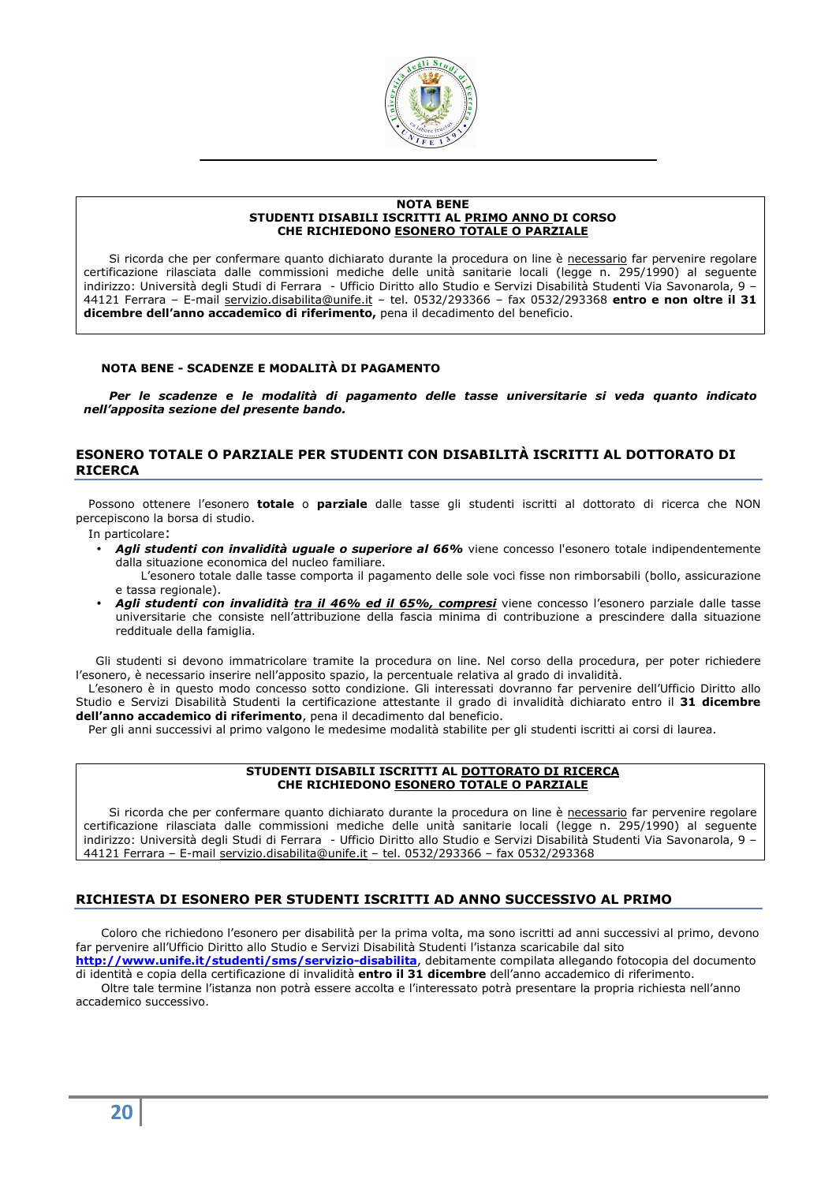**NOTA BENE**
**STUDENTI DISABILI ISCRITTI AL PRIMO ANNO DI CORSO**
**CHE RICHIEDONO ESONERO TOTALE O PARZIALE**

Si ricorda che per confermare quanto dichiarato durante la procedura on line è necessario far pervenire regolare certificazione rilasciata dalle commissioni mediche delle unità sanitarie locali (legge n. 295/1990) al seguente indirizzo: Università degli Studi di Ferrara - Ufficio Diritto allo Studio e Servizi Disabilità Studenti Via Savonarola, 9 – 44121 Ferrara – E-mail servizio.disabilita@unife.it – tel. 0532/293366 – fax 0532/293368 **entro e non oltre il 31 dicembre dell'anno accademico di riferimento,** pena il decadimento del beneficio.

**NOTA BENE - SCADENZE E MODALITÀ DI PAGAMENTO**

***Per le scadenze e le modalità di pagamento delle tasse universitarie si veda quanto indicato nell'apposita sezione del presente bando.***

## ESONERO TOTALE O PARZIALE PER STUDENTI CON DISABILITÀ ISCRITTI AL DOTTORATO DI RICERCA

Possono ottenere l'esonero **totale** o **parziale** dalle tasse gli studenti iscritti al dottorato di ricerca che NON percepiscono la borsa di studio.

In particolare:

- ***Agli studenti con invalidità uguale o superiore al 66%*** viene concesso l'esonero totale indipendentemente dalla situazione economica del nucleo familiare.
  L'esonero totale dalle tasse comporta il pagamento delle sole voci fisse non rimborsabili (bollo, assicurazione e tassa regionale).
- ***Agli studenti con invalidità tra il 46% ed il 65%, compresi*** viene concesso l'esonero parziale dalle tasse universitarie che consiste nell'attribuzione della fascia minima di contribuzione a prescindere dalla situazione reddituale della famiglia.

Gli studenti si devono immatricolare tramite la procedura on line. Nel corso della procedura, per poter richiedere l'esonero, è necessario inserire nell'apposito spazio, la percentuale relativa al grado di invalidità.

L'esonero è in questo modo concesso sotto condizione. Gli interessati dovranno far pervenire dell'Ufficio Diritto allo Studio e Servizi Disabilità Studenti la certificazione attestante il grado di invalidità dichiarato entro il **31 dicembre dell'anno accademico di riferimento**, pena il decadimento dal beneficio.

Per gli anni successivi al primo valgono le medesime modalità stabilite per gli studenti iscritti ai corsi di laurea.

**STUDENTI DISABILI ISCRITTI AL DOTTORATO DI RICERCA**
**CHE RICHIEDONO ESONERO TOTALE O PARZIALE**

Si ricorda che per confermare quanto dichiarato durante la procedura on line è necessario far pervenire regolare certificazione rilasciata dalle commissioni mediche delle unità sanitarie locali (legge n. 295/1990) al seguente indirizzo: Università degli Studi di Ferrara - Ufficio Diritto allo Studio e Servizi Disabilità Studenti Via Savonarola, 9 – 44121 Ferrara – E-mail servizio.disabilita@unife.it – tel. 0532/293366 – fax 0532/293368

## RICHIESTA DI ESONERO PER STUDENTI ISCRITTI AD ANNO SUCCESSIVO AL PRIMO

Coloro che richiedono l'esonero per disabilità per la prima volta, ma sono iscritti ad anni successivi al primo, devono far pervenire all'Ufficio Diritto allo Studio e Servizi Disabilità Studenti l'istanza scaricabile dal sito **http://www.unife.it/studenti/sms/servizio-disabilita**, debitamente compilata allegando fotocopia del documento di identità e copia della certificazione di invalidità **entro il 31 dicembre** dell'anno accademico di riferimento.

Oltre tale termine l'istanza non potrà essere accolta e l'interessato potrà presentare la propria richiesta nell'anno accademico successivo.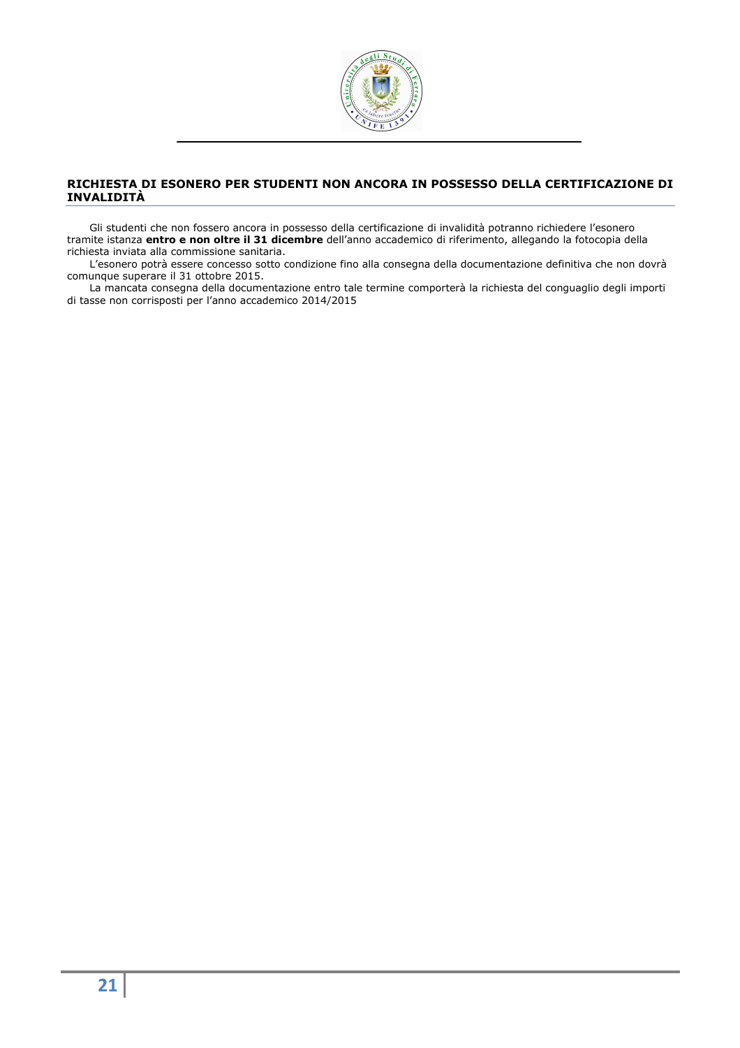## RICHIESTA DI ESONERO PER STUDENTI NON ANCORA IN POSSESSO DELLA CERTIFICAZIONE DI INVALIDITÀ

Gli studenti che non fossero ancora in possesso della certificazione di invalidità potranno richiedere l'esonero tramite istanza **entro e non oltre il 31 dicembre** dell'anno accademico di riferimento, allegando la fotocopia della richiesta inviata alla commissione sanitaria.

L'esonero potrà essere concesso sotto condizione fino alla consegna della documentazione definitiva che non dovrà comunque superare il 31 ottobre 2015.

La mancata consegna della documentazione entro tale termine comporterà la richiesta del conguaglio degli importi di tasse non corrisposti per l'anno accademico 2014/2015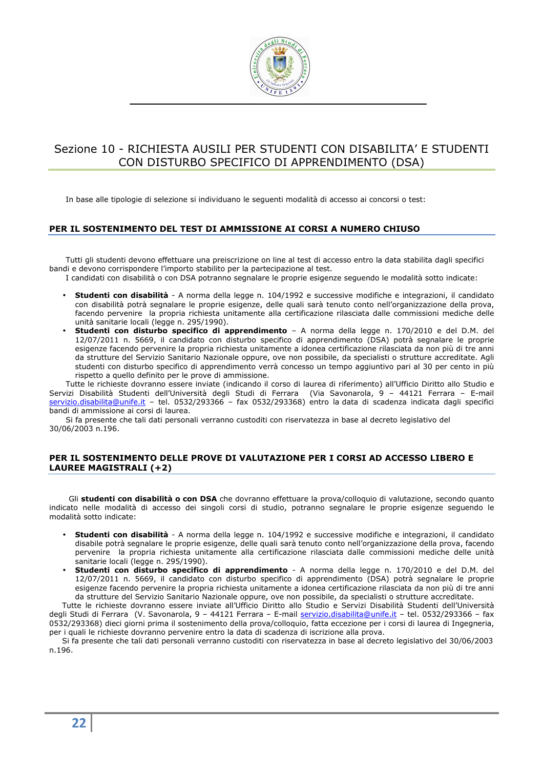# Sezione 10 - RICHIESTA AUSILI PER STUDENTI CON DISABILITA' E STUDENTI CON DISTURBO SPECIFICO DI APPRENDIMENTO (DSA)

In base alle tipologie di selezione si individuano le seguenti modalità di accesso ai concorsi o test:

## PER IL SOSTENIMENTO DEL TEST DI AMMISSIONE AI CORSI A NUMERO CHIUSO

Tutti gli studenti devono effettuare una preiscrizione on line al test di accesso entro la data stabilita dagli specifici bandi e devono corrispondere l'importo stabilito per la partecipazione al test.

I candidati con disabilità o con DSA potranno segnalare le proprie esigenze seguendo le modalità sotto indicate:

- **Studenti con disabilità** - A norma della legge n. 104/1992 e successive modifiche e integrazioni, il candidato con disabilità potrà segnalare le proprie esigenze, delle quali sarà tenuto conto nell'organizzazione della prova, facendo pervenire la propria richiesta unitamente alla certificazione rilasciata dalle commissioni mediche delle unità sanitarie locali (legge n. 295/1990).
- **Studenti con disturbo specifico di apprendimento** – A norma della legge n. 170/2010 e del D.M. del 12/07/2011 n. 5669, il candidato con disturbo specifico di apprendimento (DSA) potrà segnalare le proprie esigenze facendo pervenire la propria richiesta unitamente a idonea certificazione rilasciata da non più di tre anni da strutture del Servizio Sanitario Nazionale oppure, ove non possibile, da specialisti o strutture accreditate. Agli studenti con disturbo specifico di apprendimento verrà concesso un tempo aggiuntivo pari al 30 per cento in più rispetto a quello definito per le prove di ammissione.

Tutte le richieste dovranno essere inviate (indicando il corso di laurea di riferimento) all'Ufficio Diritto allo Studio e Servizi Disabilità Studenti dell'Università degli Studi di Ferrara (Via Savonarola, 9 – 44121 Ferrara – E-mail servizio.disabilita@unife.it – tel. 0532/293366 – fax 0532/293368) entro la data di scadenza indicata dagli specifici bandi di ammissione ai corsi di laurea.

Si fa presente che tali dati personali verranno custoditi con riservatezza in base al decreto legislativo del 30/06/2003 n.196.

## PER IL SOSTENIMENTO DELLE PROVE DI VALUTAZIONE PER I CORSI AD ACCESSO LIBERO E LAUREE MAGISTRALI (+2)

Gli **studenti con disabilità o con DSA** che dovranno effettuare la prova/colloquio di valutazione, secondo quanto indicato nelle modalità di accesso dei singoli corsi di studio, potranno segnalare le proprie esigenze seguendo le modalità sotto indicate:

- **Studenti con disabilità** - A norma della legge n. 104/1992 e successive modifiche e integrazioni, il candidato disabile potrà segnalare le proprie esigenze, delle quali sarà tenuto conto nell'organizzazione della prova, facendo pervenire la propria richiesta unitamente alla certificazione rilasciata dalle commissioni mediche delle unità sanitarie locali (legge n. 295/1990).
- **Studenti con disturbo specifico di apprendimento** - A norma della legge n. 170/2010 e del D.M. del 12/07/2011 n. 5669, il candidato con disturbo specifico di apprendimento (DSA) potrà segnalare le proprie esigenze facendo pervenire la propria richiesta unitamente a idonea certificazione rilasciata da non più di tre anni da strutture del Servizio Sanitario Nazionale oppure, ove non possibile, da specialisti o strutture accreditate.

Tutte le richieste dovranno essere inviate all'Ufficio Diritto allo Studio e Servizi Disabilità Studenti dell'Università degli Studi di Ferrara (V. Savonarola, 9 – 44121 Ferrara – E-mail servizio.disabilita@unife.it – tel. 0532/293366 – fax 0532/293368) dieci giorni prima il sostenimento della prova/colloquio, fatta eccezione per i corsi di laurea di Ingegneria, per i quali le richieste dovranno pervenire entro la data di scadenza di iscrizione alla prova.

Si fa presente che tali dati personali verranno custoditi con riservatezza in base al decreto legislativo del 30/06/2003 n.196.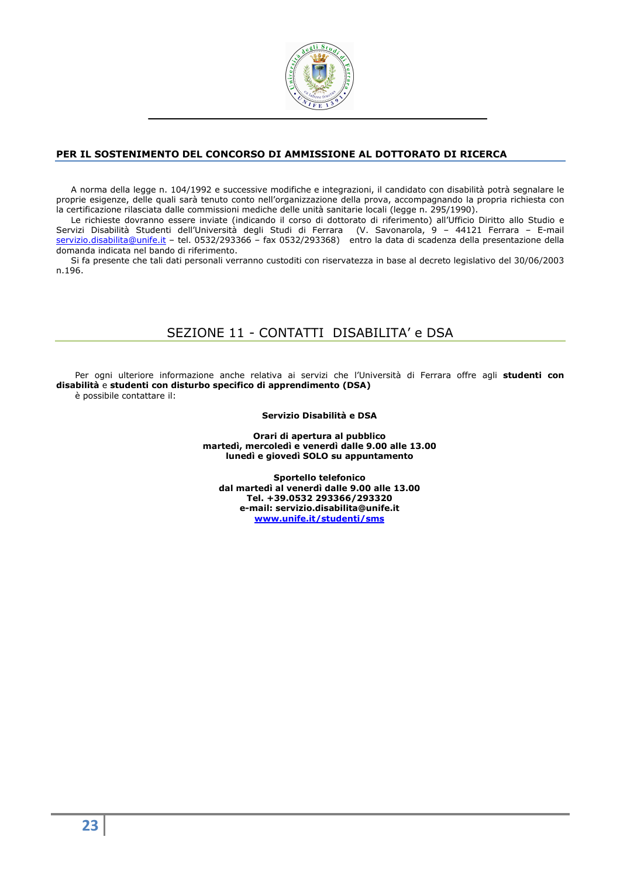**PER IL SOSTENIMENTO DEL CONCORSO DI AMMISSIONE AL DOTTORATO DI RICERCA**

A norma della legge n. 104/1992 e successive modifiche e integrazioni, il candidato con disabilità potrà segnalare le proprie esigenze, delle quali sarà tenuto conto nell'organizzazione della prova, accompagnando la propria richiesta con la certificazione rilasciata dalle commissioni mediche delle unità sanitarie locali (legge n. 295/1990).

Le richieste dovranno essere inviate (indicando il corso di dottorato di riferimento) all'Ufficio Diritto allo Studio e Servizi Disabilità Studenti dell'Università degli Studi di Ferrara (V. Savonarola, 9 – 44121 Ferrara – E-mail servizio.disabilita@unife.it – tel. 0532/293366 – fax 0532/293368) entro la data di scadenza della presentazione della domanda indicata nel bando di riferimento.

Si fa presente che tali dati personali verranno custoditi con riservatezza in base al decreto legislativo del 30/06/2003 n.196.

## SEZIONE 11 - CONTATTI DISABILITA' e DSA

Per ogni ulteriore informazione anche relativa ai servizi che l'Università di Ferrara offre agli **studenti con disabilità** e **studenti con disturbo specifico di apprendimento (DSA)**
è possibile contattare il:

**Servizio Disabilità e DSA**

**Orari di apertura al pubblico**
**martedì, mercoledì e venerdì dalle 9.00 alle 13.00**
**lunedì e giovedì SOLO su appuntamento**

**Sportello telefonico**
**dal martedì al venerdì dalle 9.00 alle 13.00**
**Tel. +39.0532 293366/293320**
**e-mail: servizio.disabilita@unife.it**
**www.unife.it/studenti/sms**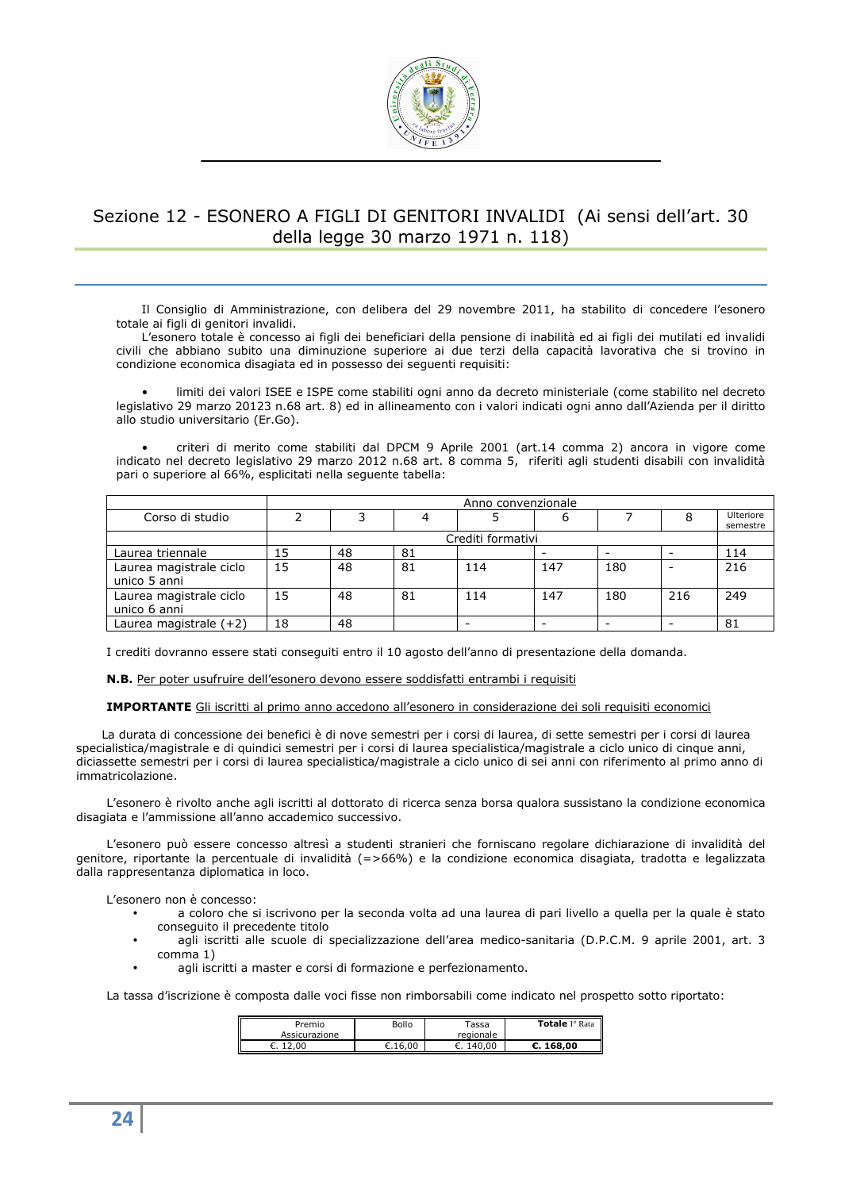## Sezione 12 - ESONERO A FIGLI DI GENITORI INVALIDI (Ai sensi dell'art. 30 della legge 30 marzo 1971 n. 118)

Il Consiglio di Amministrazione, con delibera del 29 novembre 2011, ha stabilito di concedere l'esonero totale ai figli di genitori invalidi.

L'esonero totale è concesso ai figli dei beneficiari della pensione di inabilità ed ai figli dei mutilati ed invalidi civili che abbiano subito una diminuzione superiore ai due terzi della capacità lavorativa che si trovino in condizione economica disagiata ed in possesso dei seguenti requisiti:

- limiti dei valori ISEE e ISPE come stabiliti ogni anno da decreto ministeriale (come stabilito nel decreto legislativo 29 marzo 20123 n.68 art. 8) ed in allineamento con i valori indicati ogni anno dall'Azienda per il diritto allo studio universitario (Er.Go).

- criteri di merito come stabiliti dal DPCM 9 Aprile 2001 (art.14 comma 2) ancora in vigore come indicato nel decreto legislativo 29 marzo 2012 n.68 art. 8 comma 5, riferiti agli studenti disabili con invalidità pari o superiore al 66%, esplicitati nella seguente tabella:

| | Anno convenzionale | | | | | | | |
|---|---|---|---|---|---|---|---|---|
| Corso di studio | 2 | 3 | 4 | 5 | 6 | 7 | 8 | Ulteriore semestre |
| | Crediti formativi | | | | | | | |
| Laurea triennale | 15 | 48 | 81 | | - | - | - | 114 |
| Laurea magistrale ciclo unico 5 anni | 15 | 48 | 81 | 114 | 147 | 180 | - | 216 |
| Laurea magistrale ciclo unico 6 anni | 15 | 48 | 81 | 114 | 147 | 180 | 216 | 249 |
| Laurea magistrale (+2) | 18 | 48 | | - | - | - | - | 81 |

I crediti dovranno essere stati conseguiti entro il 10 agosto dell'anno di presentazione della domanda.

**N.B.** Per poter usufruire dell'esonero devono essere soddisfatti entrambi i requisiti

**IMPORTANTE** Gli iscritti al primo anno accedono all'esonero in considerazione dei soli requisiti economici

La durata di concessione dei benefici è di nove semestri per i corsi di laurea, di sette semestri per i corsi di laurea specialistica/magistrale e di quindici semestri per i corsi di laurea specialistica/magistrale a ciclo unico di cinque anni, diciassette semestri per i corsi di laurea specialistica/magistrale a ciclo unico di sei anni con riferimento al primo anno di immatricolazione.

L'esonero è rivolto anche agli iscritti al dottorato di ricerca senza borsa qualora sussistano la condizione economica disagiata e l'ammissione all'anno accademico successivo.

L'esonero può essere concesso altresì a studenti stranieri che forniscano regolare dichiarazione di invalidità del genitore, riportante la percentuale di invalidità (=>66%) e la condizione economica disagiata, tradotta e legalizzata dalla rappresentanza diplomatica in loco.

L'esonero non è concesso:

- a coloro che si iscrivono per la seconda volta ad una laurea di pari livello a quella per la quale è stato conseguito il precedente titolo
- agli iscritti alle scuole di specializzazione dell'area medico-sanitaria (D.P.C.M. 9 aprile 2001, art. 3 comma 1)
- agli iscritti a master e corsi di formazione e perfezionamento.

La tassa d'iscrizione è composta dalle voci fisse non rimborsabili come indicato nel prospetto sotto riportato:

| Premio Assicurazione | Bollo | Tassa regionale | **Totale** I° Rata |
|---|---|---|---|
| €. 12,00 | €.16,00 | €. 140,00 | **€. 168,00** |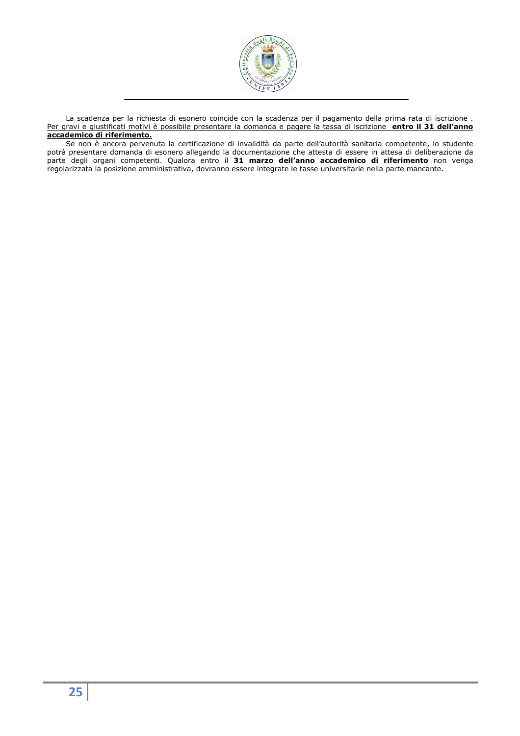La scadenza per la richiesta di esonero coincide con la scadenza per il pagamento della prima rata di iscrizione . Per gravi e giustificati motivi è possibile presentare la domanda e pagare la tassa di iscrizione **entro il 31 dell'anno accademico di riferimento.**

Se non è ancora pervenuta la certificazione di invalidità da parte dell'autorità sanitaria competente, lo studente potrà presentare domanda di esonero allegando la documentazione che attesta di essere in attesa di deliberazione da parte degli organi competenti. Qualora entro il **31 marzo dell'anno accademico di riferimento** non venga regolarizzata la posizione amministrativa, dovranno essere integrate le tasse universitarie nella parte mancante.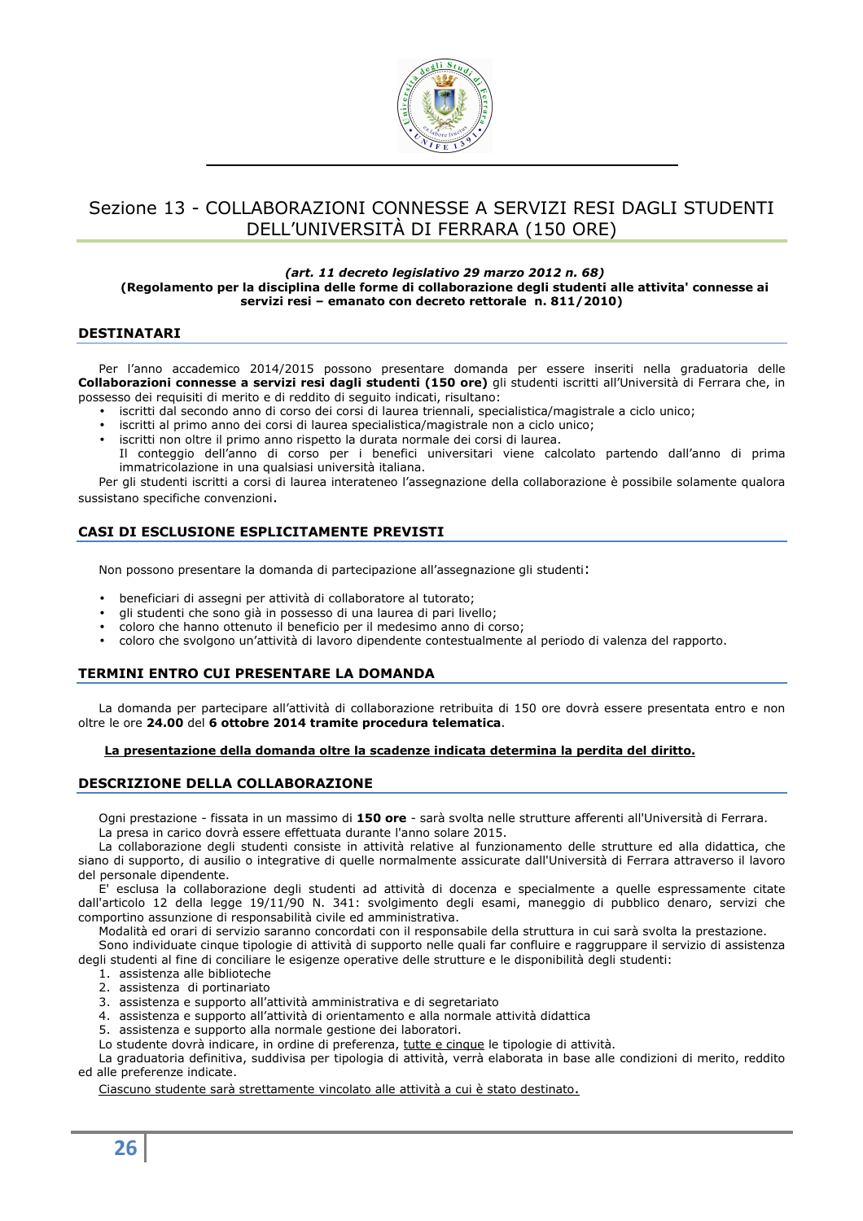# Sezione 13 - COLLABORAZIONI CONNESSE A SERVIZI RESI DAGLI STUDENTI DELL'UNIVERSITÀ DI FERRARA (150 ORE)

***(art. 11 decreto legislativo 29 marzo 2012 n. 68)***
**(Regolamento per la disciplina delle forme di collaborazione degli studenti alle attivita' connesse ai servizi resi – emanato con decreto rettorale n. 811/2010)**

## DESTINATARI

Per l'anno accademico 2014/2015 possono presentare domanda per essere inseriti nella graduatoria delle **Collaborazioni connesse a servizi resi dagli studenti (150 ore)** gli studenti iscritti all'Università di Ferrara che, in possesso dei requisiti di merito e di reddito di seguito indicati, risultano:

- iscritti dal secondo anno di corso dei corsi di laurea triennali, specialistica/magistrale a ciclo unico;
- iscritti al primo anno dei corsi di laurea specialistica/magistrale non a ciclo unico;
- iscritti non oltre il primo anno rispetto la durata normale dei corsi di laurea.
  Il conteggio dell'anno di corso per i benefici universitari viene calcolato partendo dall'anno di prima immatricolazione in una qualsiasi università italiana.

Per gli studenti iscritti a corsi di laurea interateneo l'assegnazione della collaborazione è possibile solamente qualora sussistano specifiche convenzioni.

## CASI DI ESCLUSIONE ESPLICITAMENTE PREVISTI

Non possono presentare la domanda di partecipazione all'assegnazione gli studenti:

- beneficiari di assegni per attività di collaboratore al tutorato;
- gli studenti che sono già in possesso di una laurea di pari livello;
- coloro che hanno ottenuto il beneficio per il medesimo anno di corso;
- coloro che svolgono un'attività di lavoro dipendente contestualmente al periodo di valenza del rapporto.

## TERMINI ENTRO CUI PRESENTARE LA DOMANDA

La domanda per partecipare all'attività di collaborazione retribuita di 150 ore dovrà essere presentata entro e non oltre le ore **24.00** del **6 ottobre 2014 tramite procedura telematica**.

**La presentazione della domanda oltre la scadenze indicata determina la perdita del diritto.**

## DESCRIZIONE DELLA COLLABORAZIONE

Ogni prestazione - fissata in un massimo di **150 ore** - sarà svolta nelle strutture afferenti all'Università di Ferrara.

La presa in carico dovrà essere effettuata durante l'anno solare 2015.

La collaborazione degli studenti consiste in attività relative al funzionamento delle strutture ed alla didattica, che siano di supporto, di ausilio o integrative di quelle normalmente assicurate dall'Università di Ferrara attraverso il lavoro del personale dipendente.

E' esclusa la collaborazione degli studenti ad attività di docenza e specialmente a quelle espressamente citate dall'articolo 12 della legge 19/11/90 N. 341: svolgimento degli esami, maneggio di pubblico denaro, servizi che comportino assunzione di responsabilità civile ed amministrativa.

Modalità ed orari di servizio saranno concordati con il responsabile della struttura in cui sarà svolta la prestazione.

Sono individuate cinque tipologie di attività di supporto nelle quali far confluire e raggruppare il servizio di assistenza degli studenti al fine di conciliare le esigenze operative delle strutture e le disponibilità degli studenti:

1. assistenza alle biblioteche
2. assistenza di portinariato
3. assistenza e supporto all'attività amministrativa e di segretariato
4. assistenza e supporto all'attività di orientamento e alla normale attività didattica
5. assistenza e supporto alla normale gestione dei laboratori.

Lo studente dovrà indicare, in ordine di preferenza, tutte e cinque le tipologie di attività.

La graduatoria definitiva, suddivisa per tipologia di attività, verrà elaborata in base alle condizioni di merito, reddito ed alle preferenze indicate.

Ciascuno studente sarà strettamente vincolato alle attività a cui è stato destinato.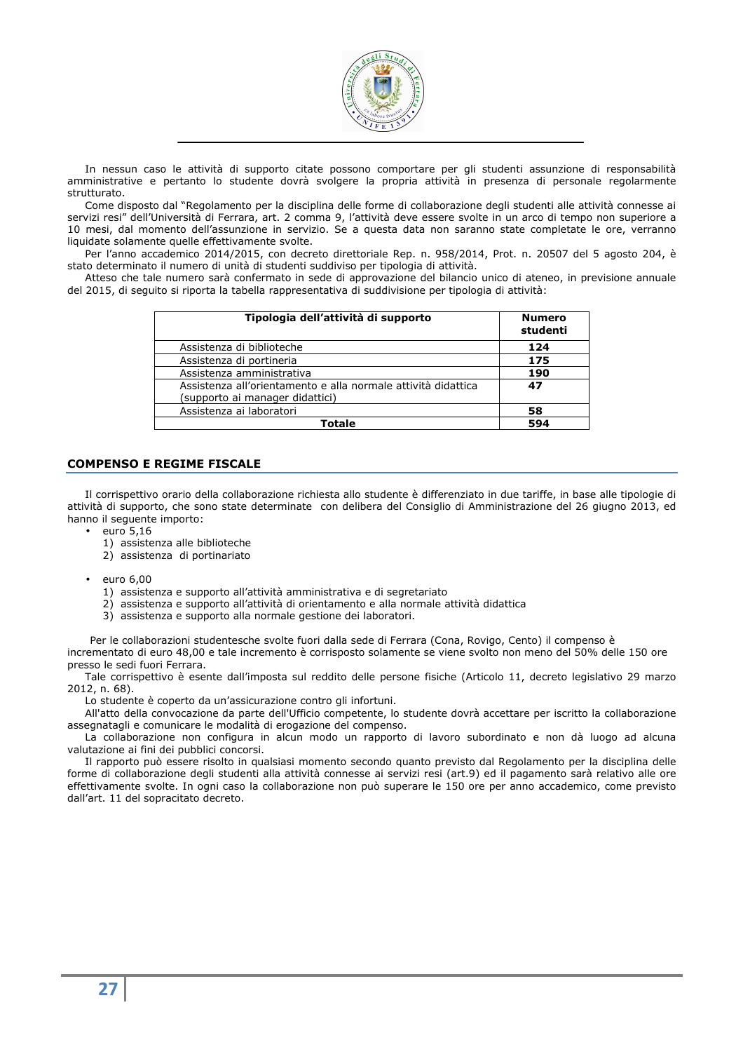In nessun caso le attività di supporto citate possono comportare per gli studenti assunzione di responsabilità amministrative e pertanto lo studente dovrà svolgere la propria attività in presenza di personale regolarmente strutturato.

Come disposto dal "Regolamento per la disciplina delle forme di collaborazione degli studenti alle attività connesse ai servizi resi" dell'Università di Ferrara, art. 2 comma 9, l'attività deve essere svolte in un arco di tempo non superiore a 10 mesi, dal momento dell'assunzione in servizio. Se a questa data non saranno state completate le ore, verranno liquidate solamente quelle effettivamente svolte.

Per l'anno accademico 2014/2015, con decreto direttoriale Rep. n. 958/2014, Prot. n. 20507 del 5 agosto 204, è stato determinato il numero di unità di studenti suddiviso per tipologia di attività.

Atteso che tale numero sarà confermato in sede di approvazione del bilancio unico di ateneo, in previsione annuale del 2015, di seguito si riporta la tabella rappresentativa di suddivisione per tipologia di attività:

| Tipologia dell'attività di supporto | Numero studenti |
|---|---|
| Assistenza di biblioteche | **124** |
| Assistenza di portineria | **175** |
| Assistenza amministrativa | **190** |
| Assistenza all'orientamento e alla normale attività didattica (supporto ai manager didattici) | **47** |
| Assistenza ai laboratori | **58** |
| **Totale** | **594** |

## COMPENSO E REGIME FISCALE

Il corrispettivo orario della collaborazione richiesta allo studente è differenziato in due tariffe, in base alle tipologie di attività di supporto, che sono state determinate con delibera del Consiglio di Amministrazione del 26 giugno 2013, ed hanno il seguente importo:

- euro 5,16
  1) assistenza alle biblioteche
  2) assistenza di portinariato

- euro 6,00
  1) assistenza e supporto all'attività amministrativa e di segretariato
  2) assistenza e supporto all'attività di orientamento e alla normale attività didattica
  3) assistenza e supporto alla normale gestione dei laboratori.

Per le collaborazioni studentesche svolte fuori dalla sede di Ferrara (Cona, Rovigo, Cento) il compenso è incrementato di euro 48,00 e tale incremento è corrisposto solamente se viene svolto non meno del 50% delle 150 ore presso le sedi fuori Ferrara.

Tale corrispettivo è esente dall'imposta sul reddito delle persone fisiche (Articolo 11, decreto legislativo 29 marzo 2012, n. 68).

Lo studente è coperto da un'assicurazione contro gli infortuni.

All'atto della convocazione da parte dell'Ufficio competente, lo studente dovrà accettare per iscritto la collaborazione assegnatagli e comunicare le modalità di erogazione del compenso.

La collaborazione non configura in alcun modo un rapporto di lavoro subordinato e non dà luogo ad alcuna valutazione ai fini dei pubblici concorsi.

Il rapporto può essere risolto in qualsiasi momento secondo quanto previsto dal Regolamento per la disciplina delle forme di collaborazione degli studenti alla attività connesse ai servizi resi (art.9) ed il pagamento sarà relativo alle ore effettivamente svolte. In ogni caso la collaborazione non può superare le 150 ore per anno accademico, come previsto dall'art. 11 del sopracitato decreto.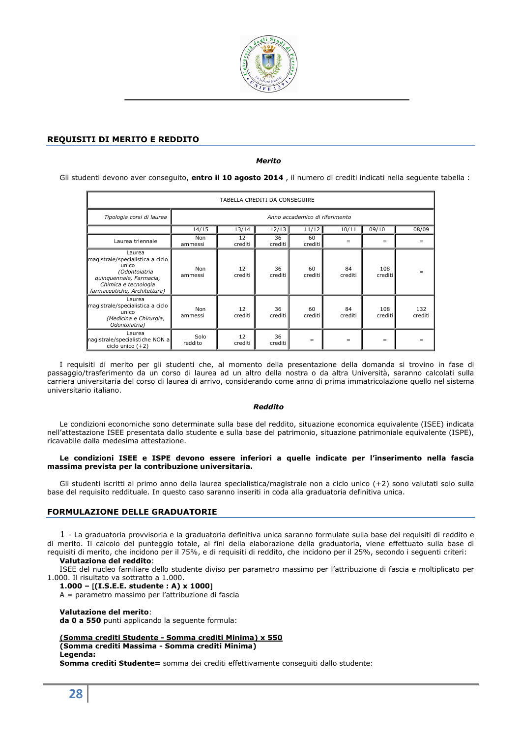## REQUISITI DI MERITO E REDDITO

***Merito***

Gli studenti devono aver conseguito, **entro il 10 agosto 2014** , il numero di crediti indicati nella seguente tabella :

| TABELLA CREDITI DA CONSEGUIRE | | | | | | | |
|---|---|---|---|---|---|---|---|
| *Tipologia corsi di laurea* | *Anno accademico di riferimento* | | | | | | |
| | 14/15 | 13/14 | 12/13 | 11/12 | 10/11 | 09/10 | 08/09 |
| Laurea triennale | Non ammessi | 12 crediti | 36 crediti | 60 crediti | = | = | = |
| Laurea magistrale/specialistica a ciclo unico *(Odontoiatria quinquennale, Farmacia, Chimica e tecnologia farmaceutiche, Architettura)* | Non ammessi | 12 crediti | 36 crediti | 60 crediti | 84 crediti | 108 crediti | = |
| Laurea magistrale/specialistica a ciclo unico *(Medicina e Chirurgia, Odontoiatria)* | Non ammessi | 12 crediti | 36 crediti | 60 crediti | 84 crediti | 108 crediti | 132 crediti |
| Laurea magistrale/specialistiche NON a ciclo unico (+2) | Solo reddito | 12 crediti | 36 crediti | = | = | = | = |

I requisiti di merito per gli studenti che, al momento della presentazione della domanda si trovino in fase di passaggio/trasferimento da un corso di laurea ad un altro della nostra o da altra Università, saranno calcolati sulla carriera universitaria del corso di laurea di arrivo, considerando come anno di prima immatricolazione quello nel sistema universitario italiano.

***Reddito***

Le condizioni economiche sono determinate sulla base del reddito, situazione economica equivalente (ISEE) indicata nell'attestazione ISEE presentata dallo studente e sulla base del patrimonio, situazione patrimoniale equivalente (ISPE), ricavabile dalla medesima attestazione.

**Le condizioni ISEE e ISPE devono essere inferiori a quelle indicate per l'inserimento nella fascia massima prevista per la contribuzione universitaria.**

Gli studenti iscritti al primo anno della laurea specialistica/magistrale non a ciclo unico (+2) sono valutati solo sulla base del requisito reddituale. In questo caso saranno inseriti in coda alla graduatoria definitiva unica.

## FORMULAZIONE DELLE GRADUATORIE

1 - La graduatoria provvisoria e la graduatoria definitiva unica saranno formulate sulla base dei requisiti di reddito e di merito. Il calcolo del punteggio totale, ai fini della elaborazione della graduatoria, viene effettuato sulla base di requisiti di merito, che incidono per il 75%, e di requisiti di reddito, che incidono per il 25%, secondo i seguenti criteri:

**Valutazione del reddito**:

ISEE del nucleo familiare dello studente diviso per parametro massimo per l'attribuzione di fascia e moltiplicato per 1.000. Il risultato va sottratto a 1.000.

**1.000 – [(I.S.E.E. studente : A) x 1000]**

A = parametro massimo per l'attribuzione di fascia

**Valutazione del merito**:

**da 0 a 550** punti applicando la seguente formula:

$$\frac{(\text{Somma crediti Studente} - \text{Somma crediti Minima}) \times 550}{(\text{Somma crediti Massima} - \text{Somma crediti Minima})}$$

**Legenda:**

**Somma crediti Studente=** somma dei crediti effettivamente conseguiti dallo studente: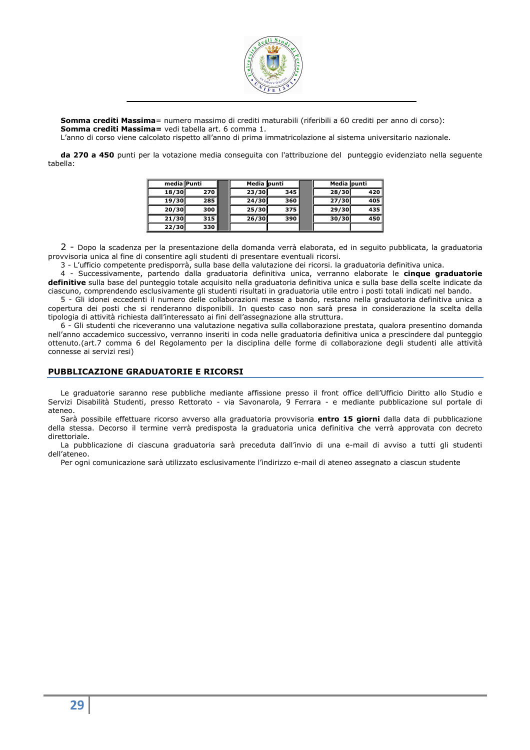**Somma crediti Massima**= numero massimo di crediti maturabili (riferibili a 60 crediti per anno di corso):
**Somma crediti Massima=** vedi tabella art. 6 comma 1.
L'anno di corso viene calcolato rispetto all'anno di prima immatricolazione al sistema universitario nazionale.

**da 270 a 450** punti per la votazione media conseguita con l'attribuzione del punteggio evidenziato nella seguente tabella:

| media | Punti | | Media | punti | | Media | punti |
|---|---|---|---|---|---|---|---|
| 18/30 | 270 | | 23/30 | 345 | | 28/30 | 420 |
| 19/30 | 285 | | 24/30 | 360 | | 27/30 | 405 |
| 20/30 | 300 | | 25/30 | 375 | | 29/30 | 435 |
| 21/30 | 315 | | 26/30 | 390 | | 30/30 | 450 |
| 22/30 | 330 | | | | | | |

2 - Dopo la scadenza per la presentazione della domanda verrà elaborata, ed in seguito pubblicata, la graduatoria provvisoria unica al fine di consentire agli studenti di presentare eventuali ricorsi.

3 - L'ufficio competente predisporrà, sulla base della valutazione dei ricorsi. la graduatoria definitiva unica.

4 - Successivamente, partendo dalla graduatoria definitiva unica, verranno elaborate le **cinque graduatorie definitive** sulla base del punteggio totale acquisito nella graduatoria definitiva unica e sulla base della scelte indicate da ciascuno, comprendendo esclusivamente gli studenti risultati in graduatoria utile entro i posti totali indicati nel bando.

5 - Gli idonei eccedenti il numero delle collaborazioni messe a bando, restano nella graduatoria definitiva unica a copertura dei posti che si renderanno disponibili. In questo caso non sarà presa in considerazione la scelta della tipologia di attività richiesta dall'interessato ai fini dell'assegnazione alla struttura.

6 - Gli studenti che riceveranno una valutazione negativa sulla collaborazione prestata, qualora presentino domanda nell'anno accademico successivo, verranno inseriti in coda nelle graduatoria definitiva unica a prescindere dal punteggio ottenuto.(art.7 comma 6 del Regolamento per la disciplina delle forme di collaborazione degli studenti alle attività connesse ai servizi resi)

## PUBBLICAZIONE GRADUATORIE E RICORSI

Le graduatorie saranno rese pubbliche mediante affissione presso il front office dell'Ufficio Diritto allo Studio e Servizi Disabilità Studenti, presso Rettorato - via Savonarola, 9 Ferrara - e mediante pubblicazione sul portale di ateneo.

Sarà possibile effettuare ricorso avverso alla graduatoria provvisoria **entro 15 giorni** dalla data di pubblicazione della stessa. Decorso il termine verrà predisposta la graduatoria unica definitiva che verrà approvata con decreto direttoriale.

La pubblicazione di ciascuna graduatoria sarà preceduta dall'invio di una e-mail di avviso a tutti gli studenti dell'ateneo.

Per ogni comunicazione sarà utilizzato esclusivamente l'indirizzo e-mail di ateneo assegnato a ciascun studente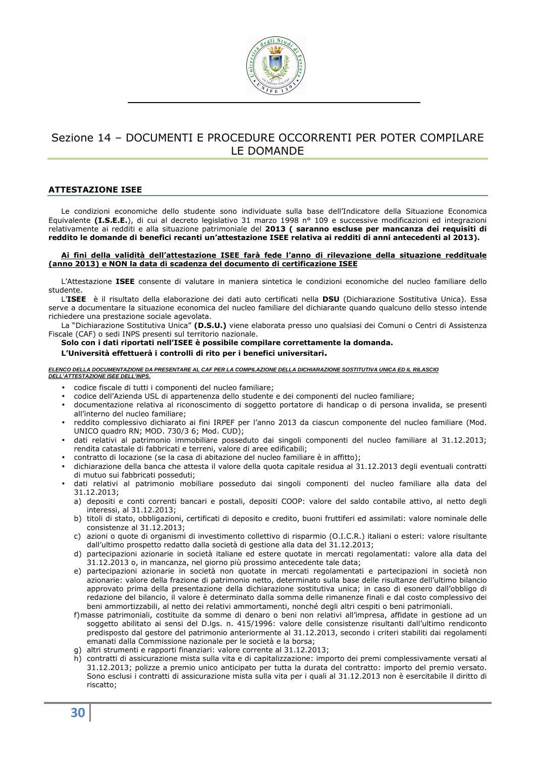# Sezione 14 – DOCUMENTI E PROCEDURE OCCORRENTI PER POTER COMPILARE LE DOMANDE

## ATTESTAZIONE ISEE

Le condizioni economiche dello studente sono individuate sulla base dell'Indicatore della Situazione Economica Equivalente **(I.S.E.E.**), di cui al decreto legislativo 31 marzo 1998 n° 109 e successive modificazioni ed integrazioni relativamente ai redditi e alla situazione patrimoniale del **2013 ( saranno escluse per mancanza dei requisiti di reddito le domande di benefici recanti un'attestazione ISEE relativa ai redditi di anni antecedenti al 2013).**

**<u>Ai fini della validità dell'attestazione ISEE farà fede l'anno di rilevazione della situazione reddituale (anno 2013) e NON la data di scadenza del documento di certificazione ISEE</u>**

L'Attestazione **ISEE** consente di valutare in maniera sintetica le condizioni economiche del nucleo familiare dello studente.

L'**ISEE** è il risultato della elaborazione dei dati auto certificati nella **DSU** (Dichiarazione Sostitutiva Unica). Essa serve a documentare la situazione economica del nucleo familiare del dichiarante quando qualcuno dello stesso intende richiedere una prestazione sociale agevolata.

La "Dichiarazione Sostitutiva Unica" **(D.S.U.)** viene elaborata presso uno qualsiasi dei Comuni o Centri di Assistenza Fiscale (CAF) o sedi INPS presenti sul territorio nazionale.

**Solo con i dati riportati nell'ISEE è possibile compilare correttamente la domanda.**

**L'Università effettuerà i controlli di rito per i benefici universitari.**

***<u>ELENCO DELLA DOCUMENTAZIONE DA PRESENTARE AL CAF PER LA COMPILAZIONE DELLA DICHIARAZIONE SOSTITUTIVA UNICA ED IL RILASCIO DELL'ATTESTAZIONE ISEE DELL'INPS.</u>***

- codice fiscale di tutti i componenti del nucleo familiare;
- codice dell'Azienda USL di appartenenza dello studente e dei componenti del nucleo familiare;
- documentazione relativa al riconoscimento di soggetto portatore di handicap o di persona invalida, se presenti all'interno del nucleo familiare;
- reddito complessivo dichiarato ai fini IRPEF per l'anno 2013 da ciascun componente del nucleo familiare (Mod. UNICO quadro RN; MOD. 730/3 6; Mod. CUD);
- dati relativi al patrimonio immobiliare posseduto dai singoli componenti del nucleo familiare al 31.12.2013; rendita catastale di fabbricati e terreni, valore di aree edificabili;
- contratto di locazione (se la casa di abitazione del nucleo familiare è in affitto);
- dichiarazione della banca che attesta il valore della quota capitale residua al 31.12.2013 degli eventuali contratti di mutuo sui fabbricati posseduti;
- dati relativi al patrimonio mobiliare posseduto dai singoli componenti del nucleo familiare alla data del 31.12.2013;
  - a) depositi e conti correnti bancari e postali, depositi COOP: valore del saldo contabile attivo, al netto degli interessi, al 31.12.2013;
  - b) titoli di stato, obbligazioni, certificati di deposito e credito, buoni fruttiferi ed assimilati: valore nominale delle consistenze al 31.12.2013;
  - c) azioni o quote di organismi di investimento collettivo di risparmio (O.I.C.R.) italiani o esteri: valore risultante dall'ultimo prospetto redatto dalla società di gestione alla data del 31.12.2013;
  - d) partecipazioni azionarie in società italiane ed estere quotate in mercati regolamentati: valore alla data del 31.12.2013 o, in mancanza, nel giorno più prossimo antecedente tale data;
  - e) partecipazioni azionarie in società non quotate in mercati regolamentati e partecipazioni in società non azionarie: valore della frazione di patrimonio netto, determinato sulla base delle risultanze dell'ultimo bilancio approvato prima della presentazione della dichiarazione sostitutiva unica; in caso di esonero dall'obbligo di redazione del bilancio, il valore è determinato dalla somma delle rimanenze finali e dal costo complessivo dei beni ammortizzabili, al netto dei relativi ammortamenti, nonché degli altri cespiti o beni patrimoniali.
  - f) masse patrimoniali, costituite da somme di denaro o beni non relativi all'impresa, affidate in gestione ad un soggetto abilitato ai sensi del D.lgs. n. 415/1996: valore delle consistenze risultanti dall'ultimo rendiconto predisposto dal gestore del patrimonio anteriormente al 31.12.2013, secondo i criteri stabiliti dai regolamenti emanati dalla Commissione nazionale per le società e la borsa;
  - g) altri strumenti e rapporti finanziari: valore corrente al 31.12.2013;
  - h) contratti di assicurazione mista sulla vita e di capitalizzazione: importo dei premi complessivamente versati al 31.12.2013; polizze a premio unico anticipato per tutta la durata del contratto: importo del premio versato. Sono esclusi i contratti di assicurazione mista sulla vita per i quali al 31.12.2013 non è esercitabile il diritto di riscatto;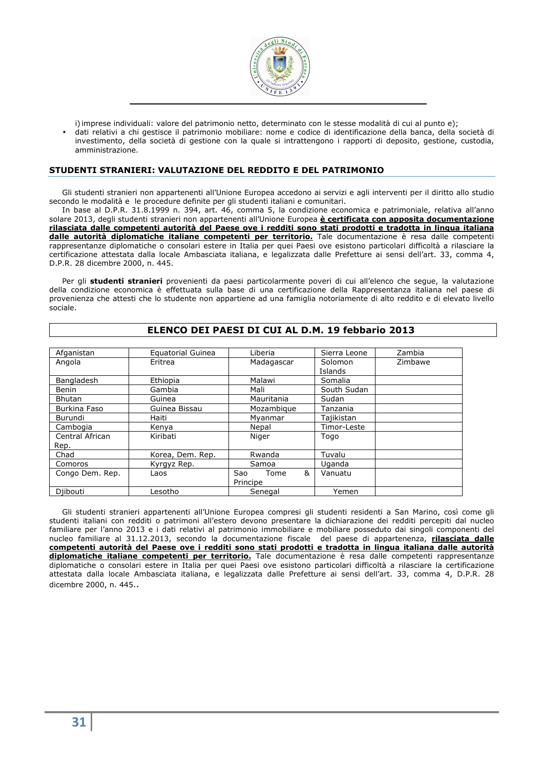i) imprese individuali: valore del patrimonio netto, determinato con le stesse modalità di cui al punto e);

- dati relativi a chi gestisce il patrimonio mobiliare: nome e codice di identificazione della banca, della società di investimento, della società di gestione con la quale si intrattengono i rapporti di deposito, gestione, custodia, amministrazione.

## STUDENTI STRANIERI: VALUTAZIONE DEL REDDITO E DEL PATRIMONIO

Gli studenti stranieri non appartenenti all'Unione Europea accedono ai servizi e agli interventi per il diritto allo studio secondo le modalità e le procedure definite per gli studenti italiani e comunitari.

In base al D.P.R. 31.8.1999 n. 394, art. 46, comma 5, la condizione economica e patrimoniale, relativa all'anno solare 2013, degli studenti stranieri non appartenenti all'Unione Europea **è certificata con apposita documentazione rilasciata dalle competenti autorità del Paese ove i redditi sono stati prodotti e tradotta in lingua italiana dalle autorità diplomatiche italiane competenti per territorio.** Tale documentazione è resa dalle competenti rappresentanze diplomatiche o consolari estere in Italia per quei Paesi ove esistono particolari difficoltà a rilasciare la certificazione attestata dalla locale Ambasciata italiana, e legalizzata dalle Prefetture ai sensi dell'art. 33, comma 4, D.P.R. 28 dicembre 2000, n. 445.

Per gli **studenti stranieri** provenienti da paesi particolarmente poveri di cui all'elenco che segue, la valutazione della condizione economica è effettuata sulla base di una certificazione della Rappresentanza italiana nel paese di provenienza che attesti che lo studente non appartiene ad una famiglia notoriamente di alto reddito e di elevato livello sociale.

### ELENCO DEI PAESI DI CUI AL D.M. 19 febbario 2013

| | | | | |
|---|---|---|---|---|
| Afganistan | Equatorial Guinea | Liberia | Sierra Leone | Zambia |
| Angola | Eritrea | Madagascar | Solomon Islands | Zimbawe |
| Bangladesh | Ethiopia | Malawi | Somalia | |
| Benin | Gambia | Mali | South Sudan | |
| Bhutan | Guinea | Mauritania | Sudan | |
| Burkina Faso | Guinea Bissau | Mozambique | Tanzania | |
| Burundi | Haiti | Myanmar | Tajikistan | |
| Cambogia | Kenya | Nepal | Timor-Leste | |
| Central African Rep. | Kiribati | Niger | Togo | |
| Chad | Korea, Dem. Rep. | Rwanda | Tuvalu | |
| Comoros | Kyrgyz Rep. | Samoa | Uganda | |
| Congo Dem. Rep. | Laos | Sao Tome & Principe | Vanuatu | |
| Djibouti | Lesotho | Senegal | Yemen | |

Gli studenti stranieri appartenenti all'Unione Europea compresi gli studenti residenti a San Marino, così come gli studenti italiani con redditi o patrimoni all'estero devono presentare la dichiarazione dei redditi percepiti dal nucleo familiare per l'anno 2013 e i dati relativi al patrimonio immobiliare e mobiliare posseduto dai singoli componenti del nucleo familiare al 31.12.2013, secondo la documentazione fiscale del paese di appartenenza, **rilasciata dalle competenti autorità del Paese ove i redditi sono stati prodotti e tradotta in lingua italiana dalle autorità diplomatiche italiane competenti per territorio.** Tale documentazione è resa dalle competenti rappresentanze diplomatiche o consolari estere in Italia per quei Paesi ove esistono particolari difficoltà a rilasciare la certificazione attestata dalla locale Ambasciata italiana, e legalizzata dalle Prefetture ai sensi dell'art. 33, comma 4, D.P.R. 28 dicembre 2000, n. 445..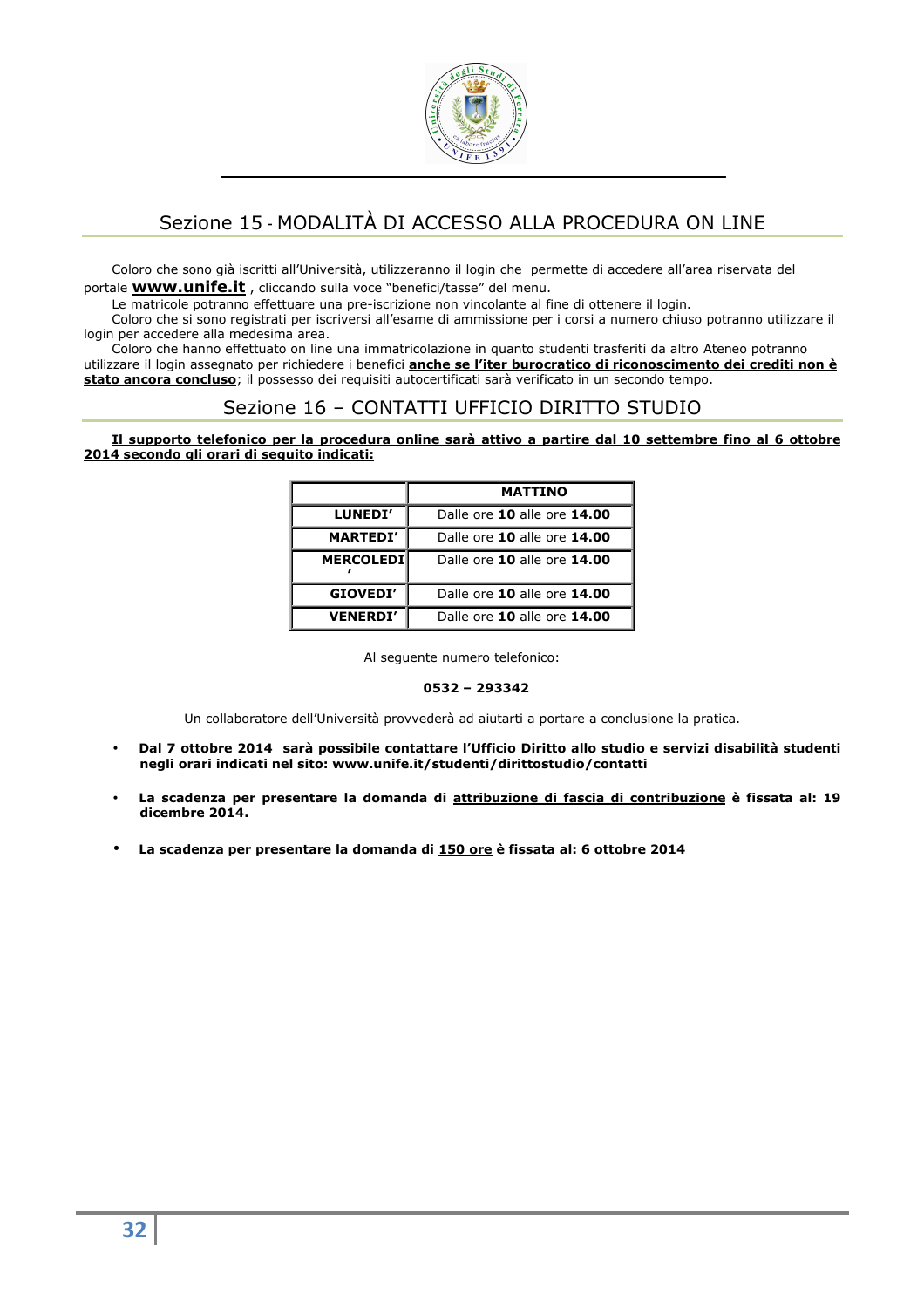## Sezione 15 - MODALITÀ DI ACCESSO ALLA PROCEDURA ON LINE

Coloro che sono già iscritti all'Università, utilizzeranno il login che permette di accedere all'area riservata del portale **www.unife.it** , cliccando sulla voce "benefici/tasse" del menu.

Le matricole potranno effettuare una pre-iscrizione non vincolante al fine di ottenere il login.

Coloro che si sono registrati per iscriversi all'esame di ammissione per i corsi a numero chiuso potranno utilizzare il login per accedere alla medesima area.

Coloro che hanno effettuato on line una immatricolazione in quanto studenti trasferiti da altro Ateneo potranno utilizzare il login assegnato per richiedere i benefici **anche se l'iter burocratico di riconoscimento dei crediti non è stato ancora concluso**; il possesso dei requisiti autocertificati sarà verificato in un secondo tempo.

## Sezione 16 – CONTATTI UFFICIO DIRITTO STUDIO

**Il supporto telefonico per la procedura online sarà attivo a partire dal 10 settembre fino al 6 ottobre 2014 secondo gli orari di seguito indicati:**

| | MATTINO |
|---|---|
| **LUNEDI'** | Dalle ore **10** alle ore **14.00** |
| **MARTEDI'** | Dalle ore **10** alle ore **14.00** |
| **MERCOLEDI'** | Dalle ore **10** alle ore **14.00** |
| **GIOVEDI'** | Dalle ore **10** alle ore **14.00** |
| **VENERDI'** | Dalle ore **10** alle ore **14.00** |

Al seguente numero telefonico:

**0532 – 293342**

Un collaboratore dell'Università provvederà ad aiutarti a portare a conclusione la pratica.

- **Dal 7 ottobre 2014 sarà possibile contattare l'Ufficio Diritto allo studio e servizi disabilità studenti negli orari indicati nel sito: www.unife.it/studenti/dirittostudio/contatti**
- **La scadenza per presentare la domanda di attribuzione di fascia di contribuzione è fissata al: 19 dicembre 2014.**
- **La scadenza per presentare la domanda di 150 ore è fissata al: 6 ottobre 2014**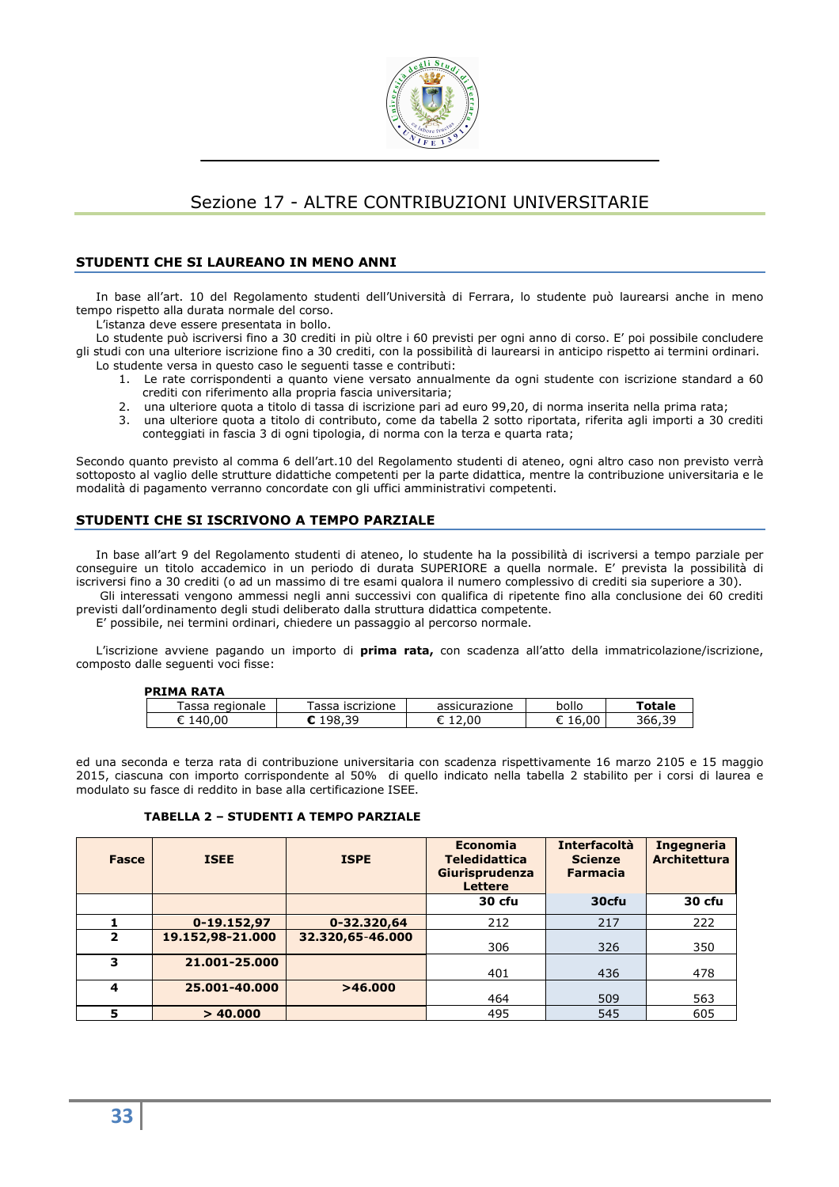# Sezione 17 - ALTRE CONTRIBUZIONI UNIVERSITARIE

## STUDENTI CHE SI LAUREANO IN MENO ANNI

In base all'art. 10 del Regolamento studenti dell'Università di Ferrara, lo studente può laurearsi anche in meno tempo rispetto alla durata normale del corso.

L'istanza deve essere presentata in bollo.

Lo studente può iscriversi fino a 30 crediti in più oltre i 60 previsti per ogni anno di corso. E' poi possibile concludere gli studi con una ulteriore iscrizione fino a 30 crediti, con la possibilità di laurearsi in anticipo rispetto ai termini ordinari.

Lo studente versa in questo caso le seguenti tasse e contributi:

1. Le rate corrispondenti a quanto viene versato annualmente da ogni studente con iscrizione standard a 60 crediti con riferimento alla propria fascia universitaria;
2. una ulteriore quota a titolo di tassa di iscrizione pari ad euro 99,20, di norma inserita nella prima rata;
3. una ulteriore quota a titolo di contributo, come da tabella 2 sotto riportata, riferita agli importi a 30 crediti conteggiati in fascia 3 di ogni tipologia, di norma con la terza e quarta rata;

Secondo quanto previsto al comma 6 dell'art.10 del Regolamento studenti di ateneo, ogni altro caso non previsto verrà sottoposto al vaglio delle strutture didattiche competenti per la parte didattica, mentre la contribuzione universitaria e le modalità di pagamento verranno concordate con gli uffici amministrativi competenti.

## STUDENTI CHE SI ISCRIVONO A TEMPO PARZIALE

In base all'art 9 del Regolamento studenti di ateneo, lo studente ha la possibilità di iscriversi a tempo parziale per conseguire un titolo accademico in un periodo di durata SUPERIORE a quella normale. E' prevista la possibilità di iscriversi fino a 30 crediti (o ad un massimo di tre esami qualora il numero complessivo di crediti sia superiore a 30).

Gli interessati vengono ammessi negli anni successivi con qualifica di ripetente fino alla conclusione dei 60 crediti previsti dall'ordinamento degli studi deliberato dalla struttura didattica competente.

E' possibile, nei termini ordinari, chiedere un passaggio al percorso normale.

L'iscrizione avviene pagando un importo di **prima rata,** con scadenza all'atto della immatricolazione/iscrizione, composto dalle seguenti voci fisse:

**PRIMA RATA**

| Tassa regionale | Tassa iscrizione | assicurazione | bollo | **Totale** |
|---|---|---|---|---|
| € 140,00 | **€** 198,39 | € 12,00 | € 16,00 | 366,39 |

ed una seconda e terza rata di contribuzione universitaria con scadenza rispettivamente 16 marzo 2105 e 15 maggio 2015, ciascuna con importo corrispondente al 50% di quello indicato nella tabella 2 stabilito per i corsi di laurea e modulato su fasce di reddito in base alla certificazione ISEE.

**TABELLA 2 – STUDENTI A TEMPO PARZIALE**

| **Fasce** | **ISEE** | **ISPE** | **Economia Teledidattica Giurisprudenza Lettere** | **Interfacoltà Scienze Farmacia** | **Ingegneria Architettura** |
|---|---|---|---|---|---|
| | | | **30 cfu** | **30cfu** | **30 cfu** |
| **1** | **0-19.152,97** | **0-32.320,64** | 212 | 217 | 222 |
| **2** | **19.152,98-21.000** | **32.320,65-46.000** | 306 | 326 | 350 |
| **3** | **21.001-25.000** | | 401 | 436 | 478 |
| **4** | **25.001-40.000** | **>46.000** | 464 | 509 | 563 |
| **5** | **> 40.000** | | 495 | 545 | 605 |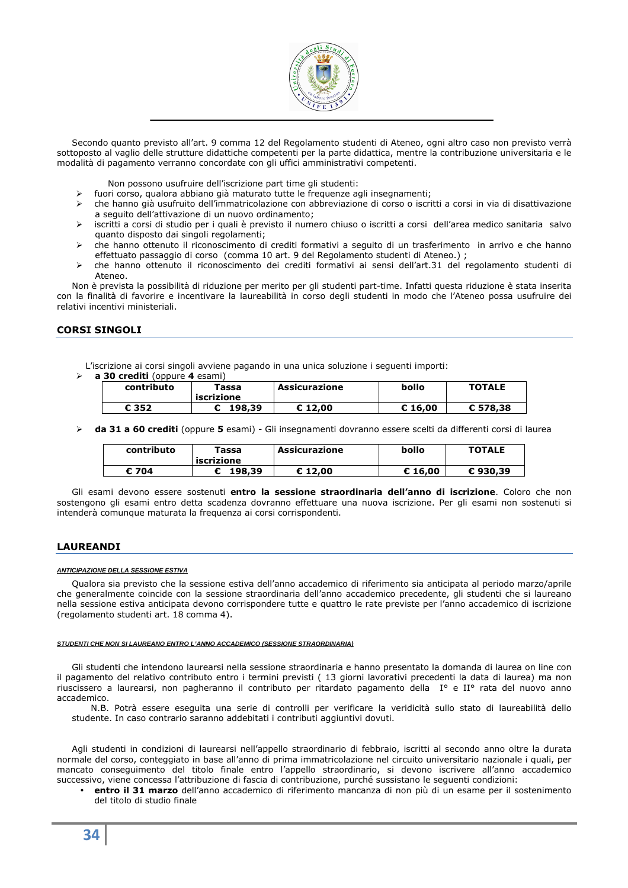Secondo quanto previsto all'art. 9 comma 12 del Regolamento studenti di Ateneo, ogni altro caso non previsto verrà sottoposto al vaglio delle strutture didattiche competenti per la parte didattica, mentre la contribuzione universitaria e le modalità di pagamento verranno concordate con gli uffici amministrativi competenti.

Non possono usufruire dell'iscrizione part time gli studenti:

- fuori corso, qualora abbiano già maturato tutte le frequenze agli insegnamenti;
- che hanno già usufruito dell'immatricolazione con abbreviazione di corso o iscritti a corsi in via di disattivazione a seguito dell'attivazione di un nuovo ordinamento;
- iscritti a corsi di studio per i quali è previsto il numero chiuso o iscritti a corsi dell'area medico sanitaria salvo quanto disposto dai singoli regolamenti;
- che hanno ottenuto il riconoscimento di crediti formativi a seguito di un trasferimento in arrivo e che hanno effettuato passaggio di corso (comma 10 art. 9 del Regolamento studenti di Ateneo.) ;
- che hanno ottenuto il riconoscimento dei crediti formativi ai sensi dell'art.31 del regolamento studenti di Ateneo.

Non è prevista la possibilità di riduzione per merito per gli studenti part-time. Infatti questa riduzione è stata inserita con la finalità di favorire e incentivare la laureabilità in corso degli studenti in modo che l'Ateneo possa usufruire dei relativi incentivi ministeriali.

## CORSI SINGOLI

L'iscrizione ai corsi singoli avviene pagando in una unica soluzione i seguenti importi:

- **a 30 crediti** (oppure **4** esami)

| contributo | Tassa iscrizione | Assicurazione | bollo | TOTALE |
|---|---|---|---|---|
| € 352 | € 198,39 | € 12,00 | € 16,00 | € 578,38 |

- **da 31 a 60 crediti** (oppure **5** esami) - Gli insegnamenti dovranno essere scelti da differenti corsi di laurea

| contributo | Tassa iscrizione | Assicurazione | bollo | TOTALE |
|---|---|---|---|---|
| € 704 | € 198,39 | € 12,00 | € 16,00 | € 930,39 |

Gli esami devono essere sostenuti **entro la sessione straordinaria dell'anno di iscrizione**. Coloro che non sostengono gli esami entro detta scadenza dovranno effettuare una nuova iscrizione. Per gli esami non sostenuti si intenderà comunque maturata la frequenza ai corsi corrispondenti.

## LAUREANDI

***ANTICIPAZIONE DELLA SESSIONE ESTIVA***

Qualora sia previsto che la sessione estiva dell'anno accademico di riferimento sia anticipata al periodo marzo/aprile che generalmente coincide con la sessione straordinaria dell'anno accademico precedente, gli studenti che si laureano nella sessione estiva anticipata devono corrispondere tutte e quattro le rate previste per l'anno accademico di iscrizione (regolamento studenti art. 18 comma 4).

***STUDENTI CHE NON SI LAUREANO ENTRO L'ANNO ACCADEMICO (SESSIONE STRAORDINARIA)***

Gli studenti che intendono laurearsi nella sessione straordinaria e hanno presentato la domanda di laurea on line con il pagamento del relativo contributo entro i termini previsti ( 13 giorni lavorativi precedenti la data di laurea) ma non riuscissero a laurearsi, non pagheranno il contributo per ritardato pagamento della I° e II° rata del nuovo anno accademico.

N.B. Potrà essere eseguita una serie di controlli per verificare la veridicità sullo stato di laureabilità dello studente. In caso contrario saranno addebitati i contributi aggiuntivi dovuti.

Agli studenti in condizioni di laurearsi nell'appello straordinario di febbraio, iscritti al secondo anno oltre la durata normale del corso, conteggiato in base all'anno di prima immatricolazione nel circuito universitario nazionale i quali, per mancato conseguimento del titolo finale entro l'appello straordinario, si devono iscrivere all'anno accademico successivo, viene concessa l'attribuzione di fascia di contribuzione, purché sussistano le seguenti condizioni:

- **entro il 31 marzo** dell'anno accademico di riferimento mancanza di non più di un esame per il sostenimento del titolo di studio finale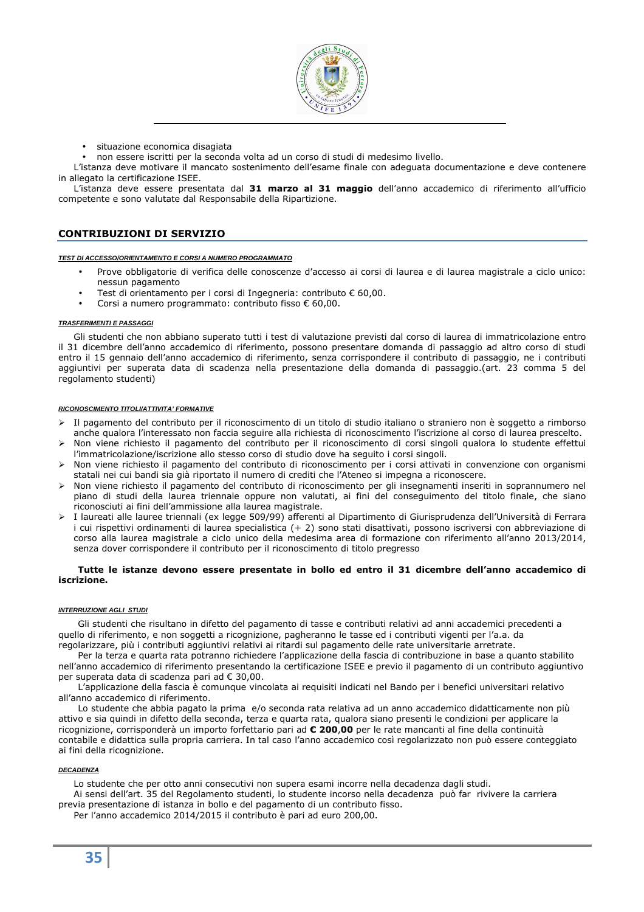- situazione economica disagiata
- non essere iscritti per la seconda volta ad un corso di studi di medesimo livello.

L'istanza deve motivare il mancato sostenimento dell'esame finale con adeguata documentazione e deve contenere in allegato la certificazione ISEE.

L'istanza deve essere presentata dal **31 marzo al 31 maggio** dell'anno accademico di riferimento all'ufficio competente e sono valutate dal Responsabile della Ripartizione.

## CONTRIBUZIONI DI SERVIZIO

***TEST DI ACCESSO/ORIENTAMENTO E CORSI A NUMERO PROGRAMMATO***

- Prove obbligatorie di verifica delle conoscenze d'accesso ai corsi di laurea e di laurea magistrale a ciclo unico: nessun pagamento
- Test di orientamento per i corsi di Ingegneria: contributo € 60,00.
- Corsi a numero programmato: contributo fisso € 60,00.

***TRASFERIMENTI E PASSAGGI***

Gli studenti che non abbiano superato tutti i test di valutazione previsti dal corso di laurea di immatricolazione entro il 31 dicembre dell'anno accademico di riferimento, possono presentare domanda di passaggio ad altro corso di studi entro il 15 gennaio dell'anno accademico di riferimento, senza corrispondere il contributo di passaggio, ne i contributi aggiuntivi per superata data di scadenza nella presentazione della domanda di passaggio.(art. 23 comma 5 del regolamento studenti)

***RICONOSCIMENTO TITOLI/ATTIVITA' FORMATIVE***

- Il pagamento del contributo per il riconoscimento di un titolo di studio italiano o straniero non è soggetto a rimborso anche qualora l'interessato non faccia seguire alla richiesta di riconoscimento l'iscrizione al corso di laurea prescelto.
- Non viene richiesto il pagamento del contributo per il riconoscimento di corsi singoli qualora lo studente effettui l'immatricolazione/iscrizione allo stesso corso di studio dove ha seguito i corsi singoli.
- Non viene richiesto il pagamento del contributo di riconoscimento per i corsi attivati in convenzione con organismi statali nei cui bandi sia già riportato il numero di crediti che l'Ateneo si impegna a riconoscere.
- Non viene richiesto il pagamento del contributo di riconoscimento per gli insegnamenti inseriti in soprannumero nel piano di studi della laurea triennale oppure non valutati, ai fini del conseguimento del titolo finale, che siano riconosciuti ai fini dell'ammissione alla laurea magistrale.
- I laureati alle lauree triennali (ex legge 509/99) afferenti al Dipartimento di Giurisprudenza dell'Università di Ferrara i cui rispettivi ordinamenti di laurea specialistica (+ 2) sono stati disattivati, possono iscriversi con abbreviazione di corso alla laurea magistrale a ciclo unico della medesima area di formazione con riferimento all'anno 2013/2014, senza dover corrispondere il contributo per il riconoscimento di titolo pregresso

**Tutte le istanze devono essere presentate in bollo ed entro il 31 dicembre dell'anno accademico di iscrizione.**

***INTERRUZIONE AGLI STUDI***

Gli studenti che risultano in difetto del pagamento di tasse e contributi relativi ad anni accademici precedenti a quello di riferimento, e non soggetti a ricognizione, pagheranno le tasse ed i contributi vigenti per l'a.a. da regolarizzare, più i contributi aggiuntivi relativi ai ritardi sul pagamento delle rate universitarie arretrate.

Per la terza e quarta rata potranno richiedere l'applicazione della fascia di contribuzione in base a quanto stabilito nell'anno accademico di riferimento presentando la certificazione ISEE e previo il pagamento di un contributo aggiuntivo per superata data di scadenza pari ad € 30,00.

L'applicazione della fascia è comunque vincolata ai requisiti indicati nel Bando per i benefici universitari relativo all'anno accademico di riferimento.

Lo studente che abbia pagato la prima e/o seconda rata relativa ad un anno accademico didatticamente non più attivo e sia quindi in difetto della seconda, terza e quarta rata, qualora siano presenti le condizioni per applicare la ricognizione, corrisponderà un importo forfettario pari ad **€ 200**,**00** per le rate mancanti al fine della continuità contabile e didattica sulla propria carriera. In tal caso l'anno accademico così regolarizzato non può essere conteggiato ai fini della ricognizione.

***DECADENZA***

Lo studente che per otto anni consecutivi non supera esami incorre nella decadenza dagli studi.

Ai sensi dell'art. 35 del Regolamento studenti, lo studente incorso nella decadenza può far rivivere la carriera previa presentazione di istanza in bollo e del pagamento di un contributo fisso.

Per l'anno accademico 2014/2015 il contributo è pari ad euro 200,00.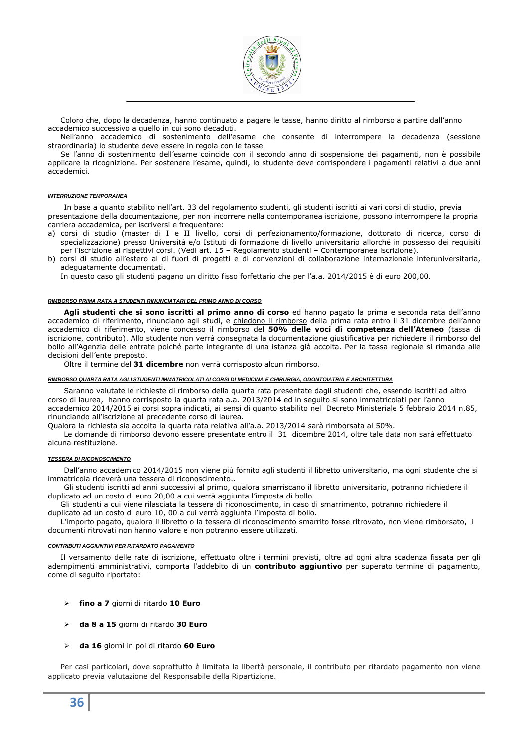Coloro che, dopo la decadenza, hanno continuato a pagare le tasse, hanno diritto al rimborso a partire dall'anno accademico successivo a quello in cui sono decaduti.

Nell'anno accademico di sostenimento dell'esame che consente di interrompere la decadenza (sessione straordinaria) lo studente deve essere in regola con le tasse.

Se l'anno di sostenimento dell'esame coincide con il secondo anno di sospensione dei pagamenti, non è possibile applicare la ricognizione. Per sostenere l'esame, quindi, lo studente deve corrispondere i pagamenti relativi a due anni accademici.

###### *INTERRUZIONE TEMPORANEA*

In base a quanto stabilito nell'art. 33 del regolamento studenti, gli studenti iscritti ai vari corsi di studio, previa presentazione della documentazione, per non incorrere nella contemporanea iscrizione, possono interrompere la propria carriera accademica, per iscriversi e frequentare:

a) corsi di studio (master di I e II livello, corsi di perfezionamento/formazione, dottorato di ricerca, corso di specializzazione) presso Università e/o Istituti di formazione di livello universitario allorché in possesso dei requisiti per l'iscrizione ai rispettivi corsi. (Vedi art. 15 – Regolamento studenti – Contemporanea iscrizione).
b) corsi di studio all'estero al di fuori di progetti e di convenzioni di collaborazione internazionale interuniversitaria, adeguatamente documentati.

In questo caso gli studenti pagano un diritto fisso forfettario che per l'a.a. 2014/2015 è di euro 200,00.

###### *RIMBORSO PRIMA RATA A STUDENTI RINUNCIATARI DEL PRIMO ANNO DI CORSO*

**Agli studenti che si sono iscritti al primo anno di corso** ed hanno pagato la prima e seconda rata dell'anno accademico di riferimento, rinunciano agli studi, e chiedono il rimborso della prima rata entro il 31 dicembre dell'anno accademico di riferimento, viene concesso il rimborso del **50% delle voci di competenza dell'Ateneo** (tassa di iscrizione, contributo). Allo studente non verrà consegnata la documentazione giustificativa per richiedere il rimborso del bollo all'Agenzia delle entrate poiché parte integrante di una istanza già accolta. Per la tassa regionale si rimanda alle decisioni dell'ente preposto.

Oltre il termine del **31 dicembre** non verrà corrisposto alcun rimborso.

###### *RIMBORSO QUARTA RATA AGLI STUDENTI IMMATRICOLATI AI CORSI DI MEDICINA E CHIRURGIA, ODONTOIATRIA E ARCHITETTURA*

Saranno valutate le richieste di rimborso della quarta rata presentate dagli studenti che, essendo iscritti ad altro corso di laurea, hanno corrisposto la quarta rata a.a. 2013/2014 ed in seguito si sono immatricolati per l'anno accademico 2014/2015 ai corsi sopra indicati, ai sensi di quanto stabilito nel Decreto Ministeriale 5 febbraio 2014 n.85, rinunciando all'iscrizione al precedente corso di laurea.

Qualora la richiesta sia accolta la quarta rata relativa all'a.a. 2013/2014 sarà rimborsata al 50%.

Le domande di rimborso devono essere presentate entro il 31 dicembre 2014, oltre tale data non sarà effettuato alcuna restituzione.

###### *TESSERA DI RICONOSCIMENTO*

Dall'anno accademico 2014/2015 non viene più fornito agli studenti il libretto universitario, ma ogni studente che si immatricola riceverà una tessera di riconoscimento..

Gli studenti iscritti ad anni successivi al primo, qualora smarriscano il libretto universitario, potranno richiedere il duplicato ad un costo di euro 20,00 a cui verrà aggiunta l'imposta di bollo.

Gli studenti a cui viene rilasciata la tessera di riconoscimento, in caso di smarrimento, potranno richiedere il duplicato ad un costo di euro 10, 00 a cui verrà aggiunta l'imposta di bollo.

L'importo pagato, qualora il libretto o la tessera di riconoscimento smarrito fosse ritrovato, non viene rimborsato, i documenti ritrovati non hanno valore e non potranno essere utilizzati.

###### *CONTRIBUTI AGGIUNTIVI PER RITARDATO PAGAMENTO*

Il versamento delle rate di iscrizione, effettuato oltre i termini previsti, oltre ad ogni altra scadenza fissata per gli adempimenti amministrativi, comporta l'addebito di un **contributo aggiuntivo** per superato termine di pagamento, come di seguito riportato:

- **fino a 7** giorni di ritardo **10 Euro**
- **da 8 a 15** giorni di ritardo **30 Euro**
- **da 16** giorni in poi di ritardo **60 Euro**

Per casi particolari, dove soprattutto è limitata la libertà personale, il contributo per ritardato pagamento non viene applicato previa valutazione del Responsabile della Ripartizione.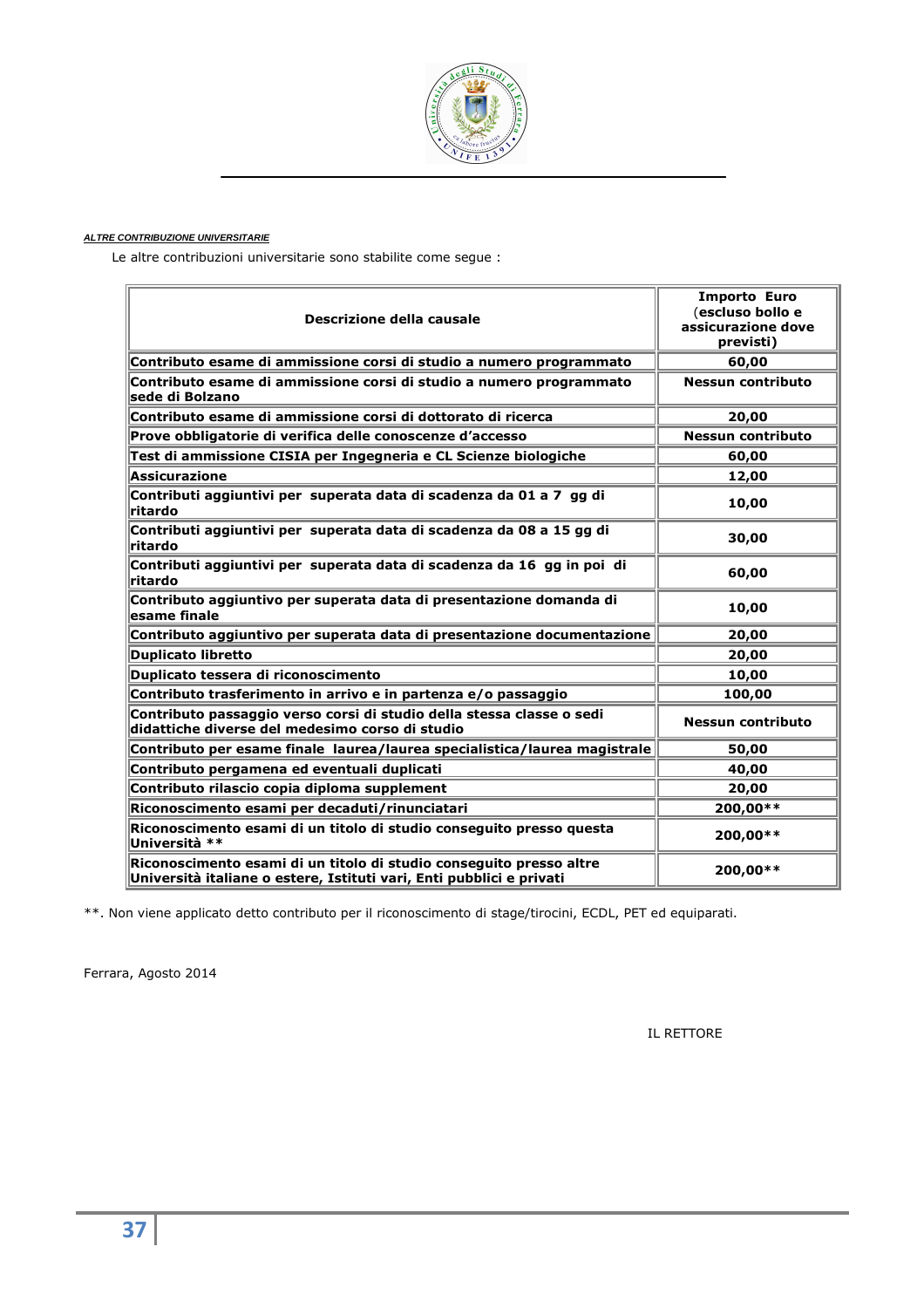***ALTRE CONTRIBUZIONE UNIVERSITARIE***

Le altre contribuzioni universitarie sono stabilite come segue :

| Descrizione della causale | Importo Euro (escluso bollo e assicurazione dove previsti) |
|---|---|
| **Contributo esame di ammissione corsi di studio a numero programmato** | **60,00** |
| **Contributo esame di ammissione corsi di studio a numero programmato sede di Bolzano** | **Nessun contributo** |
| **Contributo esame di ammissione corsi di dottorato di ricerca** | **20,00** |
| **Prove obbligatorie di verifica delle conoscenze d'accesso** | **Nessun contributo** |
| **Test di ammissione CISIA per Ingegneria e CL Scienze biologiche** | **60,00** |
| **Assicurazione** | **12,00** |
| **Contributi aggiuntivi per superata data di scadenza da 01 a 7 gg di ritardo** | **10,00** |
| **Contributi aggiuntivi per superata data di scadenza da 08 a 15 gg di ritardo** | **30,00** |
| **Contributi aggiuntivi per superata data di scadenza da 16 gg in poi di ritardo** | **60,00** |
| **Contributo aggiuntivo per superata data di presentazione domanda di esame finale** | **10,00** |
| **Contributo aggiuntivo per superata data di presentazione documentazione** | **20,00** |
| **Duplicato libretto** | **20,00** |
| **Duplicato tessera di riconoscimento** | **10,00** |
| **Contributo trasferimento in arrivo e in partenza e/o passaggio** | **100,00** |
| **Contributo passaggio verso corsi di studio della stessa classe o sedi didattiche diverse del medesimo corso di studio** | **Nessun contributo** |
| **Contributo per esame finale laurea/laurea specialistica/laurea magistrale** | **50,00** |
| **Contributo pergamena ed eventuali duplicati** | **40,00** |
| **Contributo rilascio copia diploma supplement** | **20,00** |
| **Riconoscimento esami per decaduti/rinunciatari** | **200,00**** |
| **Riconoscimento esami di un titolo di studio conseguito presso questa Università **** | **200,00**** |
| **Riconoscimento esami di un titolo di studio conseguito presso altre Università italiane o estere, Istituti vari, Enti pubblici e privati** | **200,00**** |

**. Non viene applicato detto contributo per il riconoscimento di stage/tirocini, ECDL, PET ed equiparati.

Ferrara, Agosto 2014

IL RETTORE